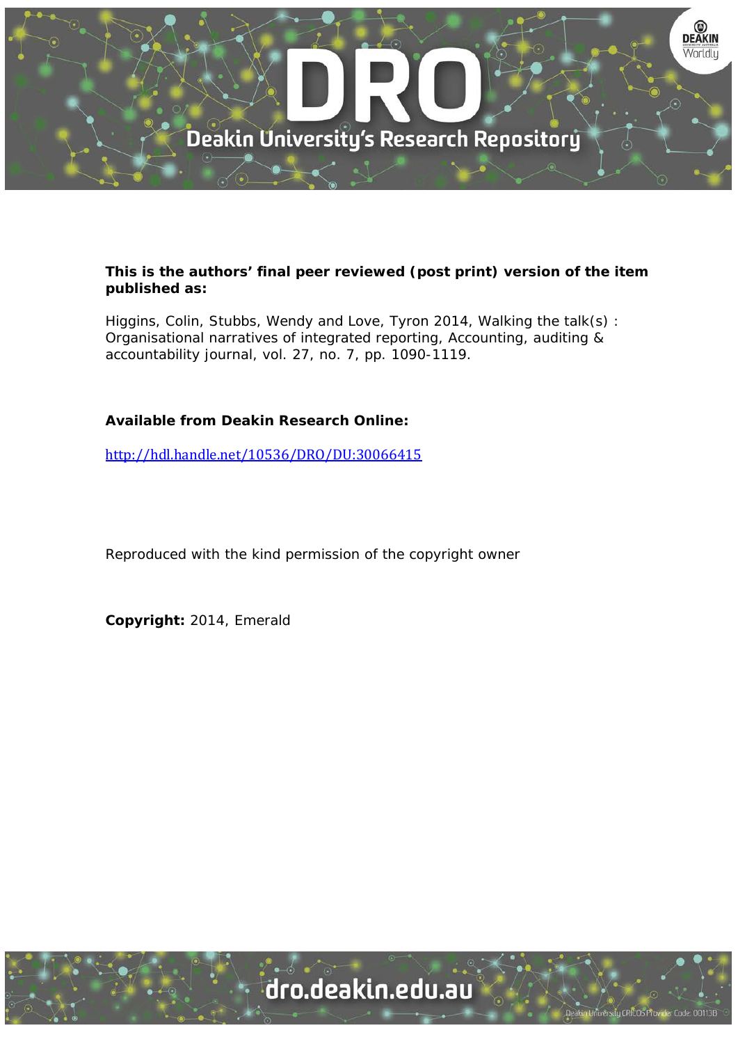**This is the authors' final peer reviewed (post print) version of the item published as:**

Higgins, Colin, Stubbs, Wendy and Love, Tyron 2014, Walking the talk(s) : Organisational narratives of integrated reporting, Accounting, auditing & accountability journal, vol. 27, no. 7, pp. 1090-1119.

**Available from Deakin Research Online:**

http://hdl.handle.net/10536/DRO/DU:30066415

Reproduced with the kind permission of the copyright owner

**Copyright:** 2014, Emerald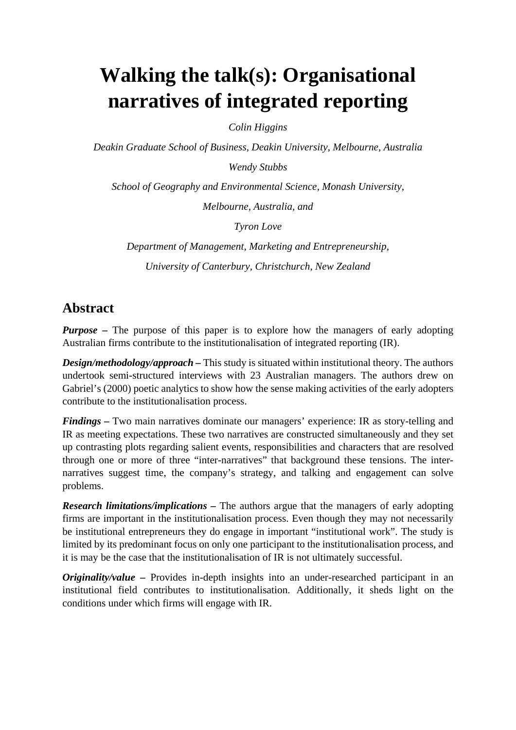# Walking the talk(s): Organisational narratives of integrated reporting

*Colin Higgins*

*Deakin Graduate School of Business, Deakin University, Melbourne, Australia*

*Wendy Stubbs*

*School of Geography and Environmental Science, Monash University,*

*Melbourne, Australia, and*

*Tyron Love*

*Department of Management, Marketing and Entrepreneurship,*

*University of Canterbury, Christchurch, New Zealand*

## Abstract

***Purpose*** **–** The purpose of this paper is to explore how the managers of early adopting Australian firms contribute to the institutionalisation of integrated reporting (IR).

***Design/methodology/approach*** **–** This study is situated within institutional theory. The authors undertook semi-structured interviews with 23 Australian managers. The authors drew on Gabriel's (2000) poetic analytics to show how the sense making activities of the early adopters contribute to the institutionalisation process.

***Findings*** **–** Two main narratives dominate our managers' experience: IR as story-telling and IR as meeting expectations. These two narratives are constructed simultaneously and they set up contrasting plots regarding salient events, responsibilities and characters that are resolved through one or more of three "inter-narratives" that background these tensions. The inter-narratives suggest time, the company's strategy, and talking and engagement can solve problems.

***Research limitations/implications*** **–** The authors argue that the managers of early adopting firms are important in the institutionalisation process. Even though they may not necessarily be institutional entrepreneurs they do engage in important "institutional work". The study is limited by its predominant focus on only one participant to the institutionalisation process, and it is may be the case that the institutionalisation of IR is not ultimately successful.

***Originality/value*** **–** Provides in-depth insights into an under-researched participant in an institutional field contributes to institutionalisation. Additionally, it sheds light on the conditions under which firms will engage with IR.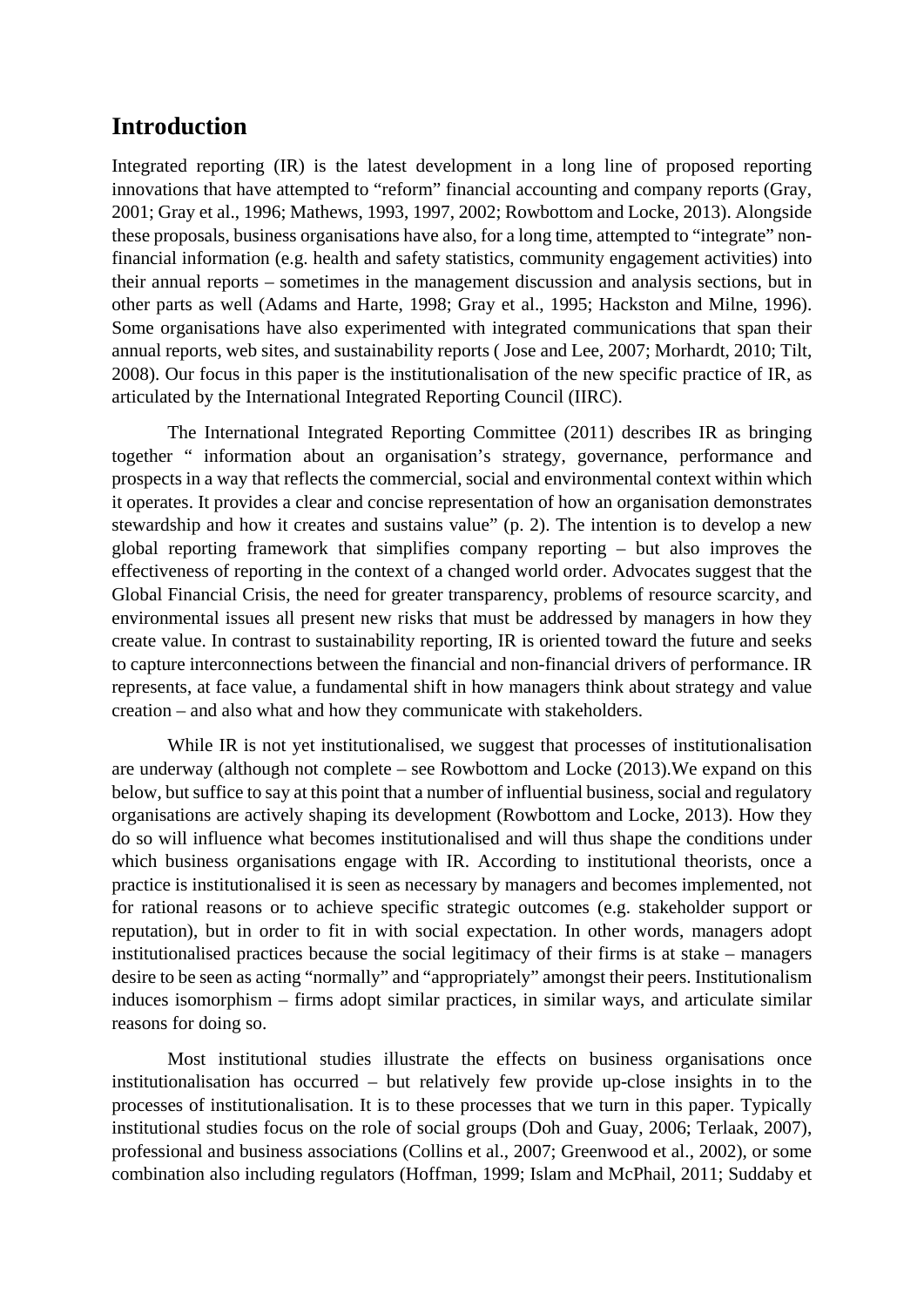# Introduction

Integrated reporting (IR) is the latest development in a long line of proposed reporting innovations that have attempted to "reform" financial accounting and company reports (Gray, 2001; Gray et al., 1996; Mathews, 1993, 1997, 2002; Rowbottom and Locke, 2013). Alongside these proposals, business organisations have also, for a long time, attempted to "integrate" non-financial information (e.g. health and safety statistics, community engagement activities) into their annual reports – sometimes in the management discussion and analysis sections, but in other parts as well (Adams and Harte, 1998; Gray et al., 1995; Hackston and Milne, 1996). Some organisations have also experimented with integrated communications that span their annual reports, web sites, and sustainability reports ( Jose and Lee, 2007; Morhardt, 2010; Tilt, 2008). Our focus in this paper is the institutionalisation of the new specific practice of IR, as articulated by the International Integrated Reporting Council (IIRC).

The International Integrated Reporting Committee (2011) describes IR as bringing together " information about an organisation's strategy, governance, performance and prospects in a way that reflects the commercial, social and environmental context within which it operates. It provides a clear and concise representation of how an organisation demonstrates stewardship and how it creates and sustains value" (p. 2). The intention is to develop a new global reporting framework that simplifies company reporting – but also improves the effectiveness of reporting in the context of a changed world order. Advocates suggest that the Global Financial Crisis, the need for greater transparency, problems of resource scarcity, and environmental issues all present new risks that must be addressed by managers in how they create value. In contrast to sustainability reporting, IR is oriented toward the future and seeks to capture interconnections between the financial and non-financial drivers of performance. IR represents, at face value, a fundamental shift in how managers think about strategy and value creation – and also what and how they communicate with stakeholders.

While IR is not yet institutionalised, we suggest that processes of institutionalisation are underway (although not complete – see Rowbottom and Locke (2013).We expand on this below, but suffice to say at this point that a number of influential business, social and regulatory organisations are actively shaping its development (Rowbottom and Locke, 2013). How they do so will influence what becomes institutionalised and will thus shape the conditions under which business organisations engage with IR. According to institutional theorists, once a practice is institutionalised it is seen as necessary by managers and becomes implemented, not for rational reasons or to achieve specific strategic outcomes (e.g. stakeholder support or reputation), but in order to fit in with social expectation. In other words, managers adopt institutionalised practices because the social legitimacy of their firms is at stake – managers desire to be seen as acting "normally" and "appropriately" amongst their peers. Institutionalism induces isomorphism – firms adopt similar practices, in similar ways, and articulate similar reasons for doing so.

Most institutional studies illustrate the effects on business organisations once institutionalisation has occurred – but relatively few provide up-close insights in to the processes of institutionalisation. It is to these processes that we turn in this paper. Typically institutional studies focus on the role of social groups (Doh and Guay, 2006; Terlaak, 2007), professional and business associations (Collins et al., 2007; Greenwood et al., 2002), or some combination also including regulators (Hoffman, 1999; Islam and McPhail, 2011; Suddaby et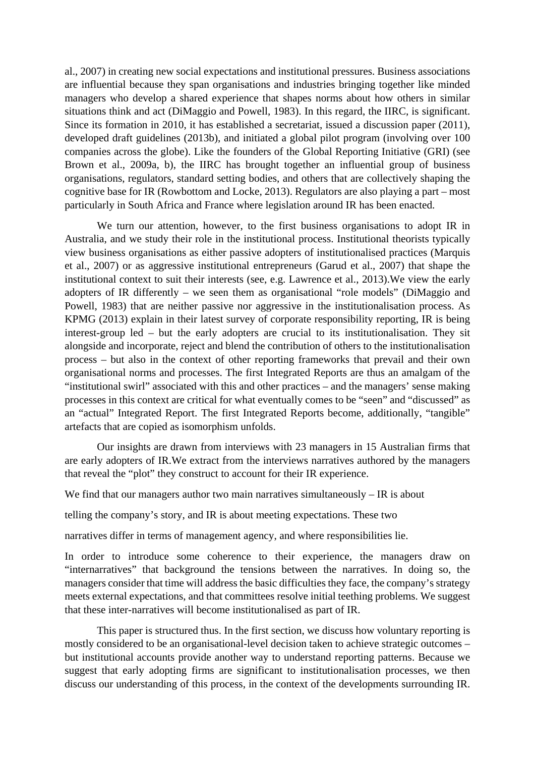al., 2007) in creating new social expectations and institutional pressures. Business associations are influential because they span organisations and industries bringing together like minded managers who develop a shared experience that shapes norms about how others in similar situations think and act (DiMaggio and Powell, 1983). In this regard, the IIRC, is significant. Since its formation in 2010, it has established a secretariat, issued a discussion paper (2011), developed draft guidelines (2013b), and initiated a global pilot program (involving over 100 companies across the globe). Like the founders of the Global Reporting Initiative (GRI) (see Brown et al., 2009a, b), the IIRC has brought together an influential group of business organisations, regulators, standard setting bodies, and others that are collectively shaping the cognitive base for IR (Rowbottom and Locke, 2013). Regulators are also playing a part – most particularly in South Africa and France where legislation around IR has been enacted.

We turn our attention, however, to the first business organisations to adopt IR in Australia, and we study their role in the institutional process. Institutional theorists typically view business organisations as either passive adopters of institutionalised practices (Marquis et al., 2007) or as aggressive institutional entrepreneurs (Garud et al., 2007) that shape the institutional context to suit their interests (see, e.g. Lawrence et al., 2013).We view the early adopters of IR differently – we seen them as organisational "role models" (DiMaggio and Powell, 1983) that are neither passive nor aggressive in the institutionalisation process. As KPMG (2013) explain in their latest survey of corporate responsibility reporting, IR is being interest-group led – but the early adopters are crucial to its institutionalisation. They sit alongside and incorporate, reject and blend the contribution of others to the institutionalisation process – but also in the context of other reporting frameworks that prevail and their own organisational norms and processes. The first Integrated Reports are thus an amalgam of the "institutional swirl" associated with this and other practices – and the managers' sense making processes in this context are critical for what eventually comes to be "seen" and "discussed" as an "actual" Integrated Report. The first Integrated Reports become, additionally, "tangible" artefacts that are copied as isomorphism unfolds.

Our insights are drawn from interviews with 23 managers in 15 Australian firms that are early adopters of IR.We extract from the interviews narratives authored by the managers that reveal the "plot" they construct to account for their IR experience.

We find that our managers author two main narratives simultaneously – IR is about telling the company's story, and IR is about meeting expectations. These two narratives differ in terms of management agency, and where responsibilities lie.

In order to introduce some coherence to their experience, the managers draw on "internarratives" that background the tensions between the narratives. In doing so, the managers consider that time will address the basic difficulties they face, the company's strategy meets external expectations, and that committees resolve initial teething problems. We suggest that these inter-narratives will become institutionalised as part of IR.

This paper is structured thus. In the first section, we discuss how voluntary reporting is mostly considered to be an organisational-level decision taken to achieve strategic outcomes – but institutional accounts provide another way to understand reporting patterns. Because we suggest that early adopting firms are significant to institutionalisation processes, we then discuss our understanding of this process, in the context of the developments surrounding IR.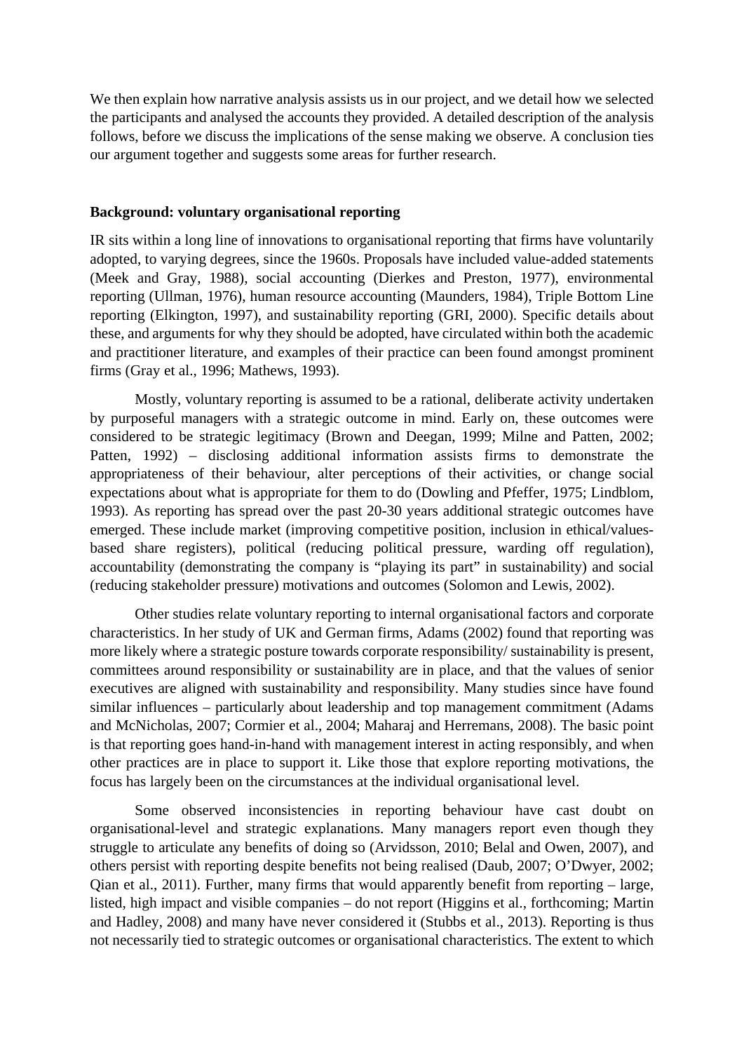We then explain how narrative analysis assists us in our project, and we detail how we selected the participants and analysed the accounts they provided. A detailed description of the analysis follows, before we discuss the implications of the sense making we observe. A conclusion ties our argument together and suggests some areas for further research.

## Background: voluntary organisational reporting

IR sits within a long line of innovations to organisational reporting that firms have voluntarily adopted, to varying degrees, since the 1960s. Proposals have included value-added statements (Meek and Gray, 1988), social accounting (Dierkes and Preston, 1977), environmental reporting (Ullman, 1976), human resource accounting (Maunders, 1984), Triple Bottom Line reporting (Elkington, 1997), and sustainability reporting (GRI, 2000). Specific details about these, and arguments for why they should be adopted, have circulated within both the academic and practitioner literature, and examples of their practice can been found amongst prominent firms (Gray et al., 1996; Mathews, 1993).

Mostly, voluntary reporting is assumed to be a rational, deliberate activity undertaken by purposeful managers with a strategic outcome in mind. Early on, these outcomes were considered to be strategic legitimacy (Brown and Deegan, 1999; Milne and Patten, 2002; Patten, 1992) – disclosing additional information assists firms to demonstrate the appropriateness of their behaviour, alter perceptions of their activities, or change social expectations about what is appropriate for them to do (Dowling and Pfeffer, 1975; Lindblom, 1993). As reporting has spread over the past 20-30 years additional strategic outcomes have emerged. These include market (improving competitive position, inclusion in ethical/values-based share registers), political (reducing political pressure, warding off regulation), accountability (demonstrating the company is "playing its part" in sustainability) and social (reducing stakeholder pressure) motivations and outcomes (Solomon and Lewis, 2002).

Other studies relate voluntary reporting to internal organisational factors and corporate characteristics. In her study of UK and German firms, Adams (2002) found that reporting was more likely where a strategic posture towards corporate responsibility/ sustainability is present, committees around responsibility or sustainability are in place, and that the values of senior executives are aligned with sustainability and responsibility. Many studies since have found similar influences – particularly about leadership and top management commitment (Adams and McNicholas, 2007; Cormier et al., 2004; Maharaj and Herremans, 2008). The basic point is that reporting goes hand-in-hand with management interest in acting responsibly, and when other practices are in place to support it. Like those that explore reporting motivations, the focus has largely been on the circumstances at the individual organisational level.

Some observed inconsistencies in reporting behaviour have cast doubt on organisational-level and strategic explanations. Many managers report even though they struggle to articulate any benefits of doing so (Arvidsson, 2010; Belal and Owen, 2007), and others persist with reporting despite benefits not being realised (Daub, 2007; O'Dwyer, 2002; Qian et al., 2011). Further, many firms that would apparently benefit from reporting – large, listed, high impact and visible companies – do not report (Higgins et al., forthcoming; Martin and Hadley, 2008) and many have never considered it (Stubbs et al., 2013). Reporting is thus not necessarily tied to strategic outcomes or organisational characteristics. The extent to which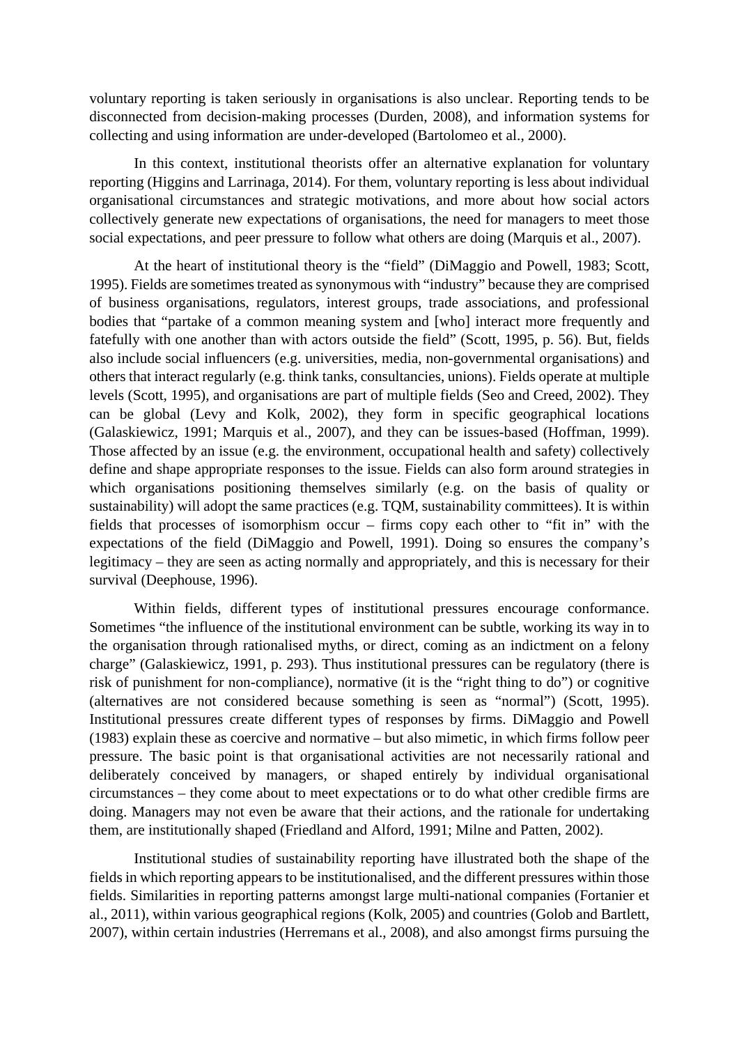voluntary reporting is taken seriously in organisations is also unclear. Reporting tends to be disconnected from decision-making processes (Durden, 2008), and information systems for collecting and using information are under-developed (Bartolomeo et al., 2000).

In this context, institutional theorists offer an alternative explanation for voluntary reporting (Higgins and Larrinaga, 2014). For them, voluntary reporting is less about individual organisational circumstances and strategic motivations, and more about how social actors collectively generate new expectations of organisations, the need for managers to meet those social expectations, and peer pressure to follow what others are doing (Marquis et al., 2007).

At the heart of institutional theory is the "field" (DiMaggio and Powell, 1983; Scott, 1995). Fields are sometimes treated as synonymous with "industry" because they are comprised of business organisations, regulators, interest groups, trade associations, and professional bodies that "partake of a common meaning system and [who] interact more frequently and fatefully with one another than with actors outside the field" (Scott, 1995, p. 56). But, fields also include social influencers (e.g. universities, media, non-governmental organisations) and others that interact regularly (e.g. think tanks, consultancies, unions). Fields operate at multiple levels (Scott, 1995), and organisations are part of multiple fields (Seo and Creed, 2002). They can be global (Levy and Kolk, 2002), they form in specific geographical locations (Galaskiewicz, 1991; Marquis et al., 2007), and they can be issues-based (Hoffman, 1999). Those affected by an issue (e.g. the environment, occupational health and safety) collectively define and shape appropriate responses to the issue. Fields can also form around strategies in which organisations positioning themselves similarly (e.g. on the basis of quality or sustainability) will adopt the same practices (e.g. TQM, sustainability committees). It is within fields that processes of isomorphism occur – firms copy each other to "fit in" with the expectations of the field (DiMaggio and Powell, 1991). Doing so ensures the company's legitimacy – they are seen as acting normally and appropriately, and this is necessary for their survival (Deephouse, 1996).

Within fields, different types of institutional pressures encourage conformance. Sometimes "the influence of the institutional environment can be subtle, working its way in to the organisation through rationalised myths, or direct, coming as an indictment on a felony charge" (Galaskiewicz, 1991, p. 293). Thus institutional pressures can be regulatory (there is risk of punishment for non-compliance), normative (it is the "right thing to do") or cognitive (alternatives are not considered because something is seen as "normal") (Scott, 1995). Institutional pressures create different types of responses by firms. DiMaggio and Powell (1983) explain these as coercive and normative – but also mimetic, in which firms follow peer pressure. The basic point is that organisational activities are not necessarily rational and deliberately conceived by managers, or shaped entirely by individual organisational circumstances – they come about to meet expectations or to do what other credible firms are doing. Managers may not even be aware that their actions, and the rationale for undertaking them, are institutionally shaped (Friedland and Alford, 1991; Milne and Patten, 2002).

Institutional studies of sustainability reporting have illustrated both the shape of the fields in which reporting appears to be institutionalised, and the different pressures within those fields. Similarities in reporting patterns amongst large multi-national companies (Fortanier et al., 2011), within various geographical regions (Kolk, 2005) and countries (Golob and Bartlett, 2007), within certain industries (Herremans et al., 2008), and also amongst firms pursuing the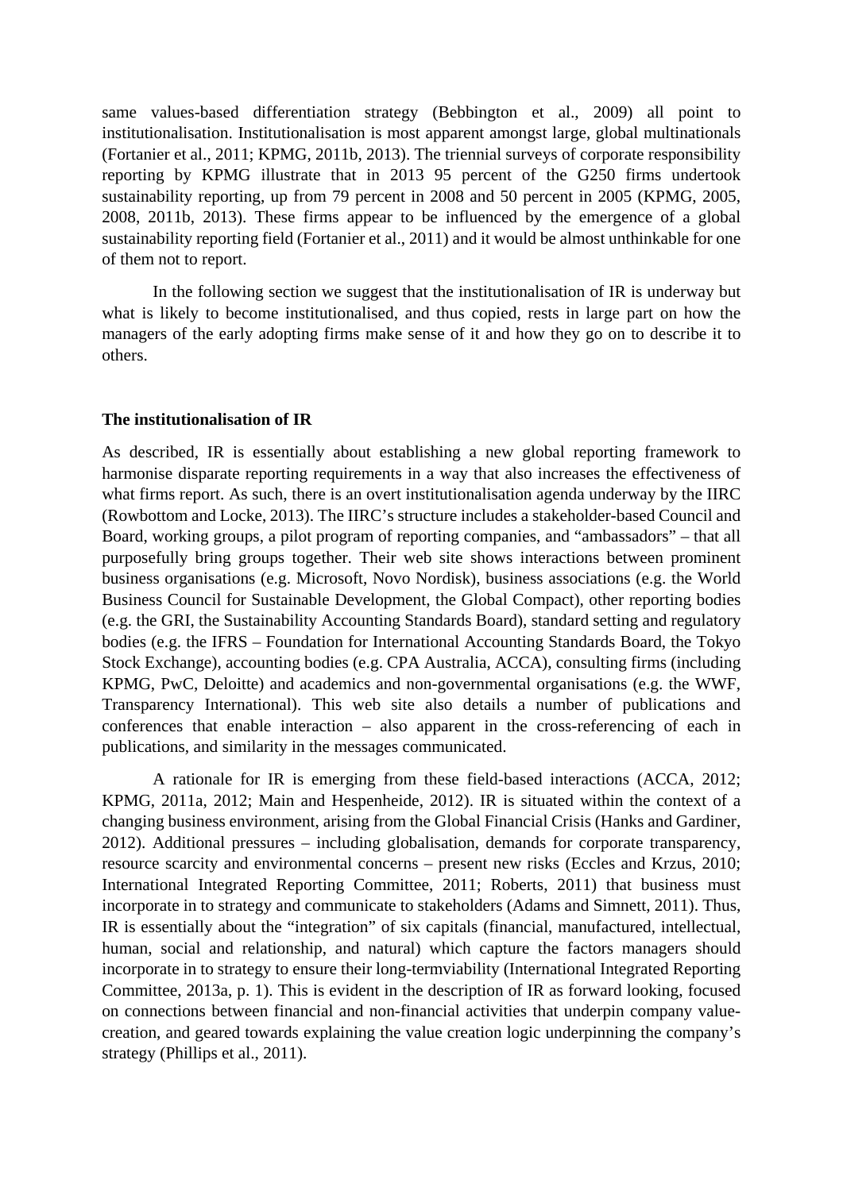same values-based differentiation strategy (Bebbington et al., 2009) all point to institutionalisation. Institutionalisation is most apparent amongst large, global multinationals (Fortanier et al., 2011; KPMG, 2011b, 2013). The triennial surveys of corporate responsibility reporting by KPMG illustrate that in 2013 95 percent of the G250 firms undertook sustainability reporting, up from 79 percent in 2008 and 50 percent in 2005 (KPMG, 2005, 2008, 2011b, 2013). These firms appear to be influenced by the emergence of a global sustainability reporting field (Fortanier et al., 2011) and it would be almost unthinkable for one of them not to report.

In the following section we suggest that the institutionalisation of IR is underway but what is likely to become institutionalised, and thus copied, rests in large part on how the managers of the early adopting firms make sense of it and how they go on to describe it to others.

**The institutionalisation of IR**

As described, IR is essentially about establishing a new global reporting framework to harmonise disparate reporting requirements in a way that also increases the effectiveness of what firms report. As such, there is an overt institutionalisation agenda underway by the IIRC (Rowbottom and Locke, 2013). The IIRC's structure includes a stakeholder-based Council and Board, working groups, a pilot program of reporting companies, and "ambassadors" – that all purposefully bring groups together. Their web site shows interactions between prominent business organisations (e.g. Microsoft, Novo Nordisk), business associations (e.g. the World Business Council for Sustainable Development, the Global Compact), other reporting bodies (e.g. the GRI, the Sustainability Accounting Standards Board), standard setting and regulatory bodies (e.g. the IFRS – Foundation for International Accounting Standards Board, the Tokyo Stock Exchange), accounting bodies (e.g. CPA Australia, ACCA), consulting firms (including KPMG, PwC, Deloitte) and academics and non-governmental organisations (e.g. the WWF, Transparency International). This web site also details a number of publications and conferences that enable interaction – also apparent in the cross-referencing of each in publications, and similarity in the messages communicated.

A rationale for IR is emerging from these field-based interactions (ACCA, 2012; KPMG, 2011a, 2012; Main and Hespenheide, 2012). IR is situated within the context of a changing business environment, arising from the Global Financial Crisis (Hanks and Gardiner, 2012). Additional pressures – including globalisation, demands for corporate transparency, resource scarcity and environmental concerns – present new risks (Eccles and Krzus, 2010; International Integrated Reporting Committee, 2011; Roberts, 2011) that business must incorporate in to strategy and communicate to stakeholders (Adams and Simnett, 2011). Thus, IR is essentially about the "integration" of six capitals (financial, manufactured, intellectual, human, social and relationship, and natural) which capture the factors managers should incorporate in to strategy to ensure their long-termviability (International Integrated Reporting Committee, 2013a, p. 1). This is evident in the description of IR as forward looking, focused on connections between financial and non-financial activities that underpin company value-creation, and geared towards explaining the value creation logic underpinning the company's strategy (Phillips et al., 2011).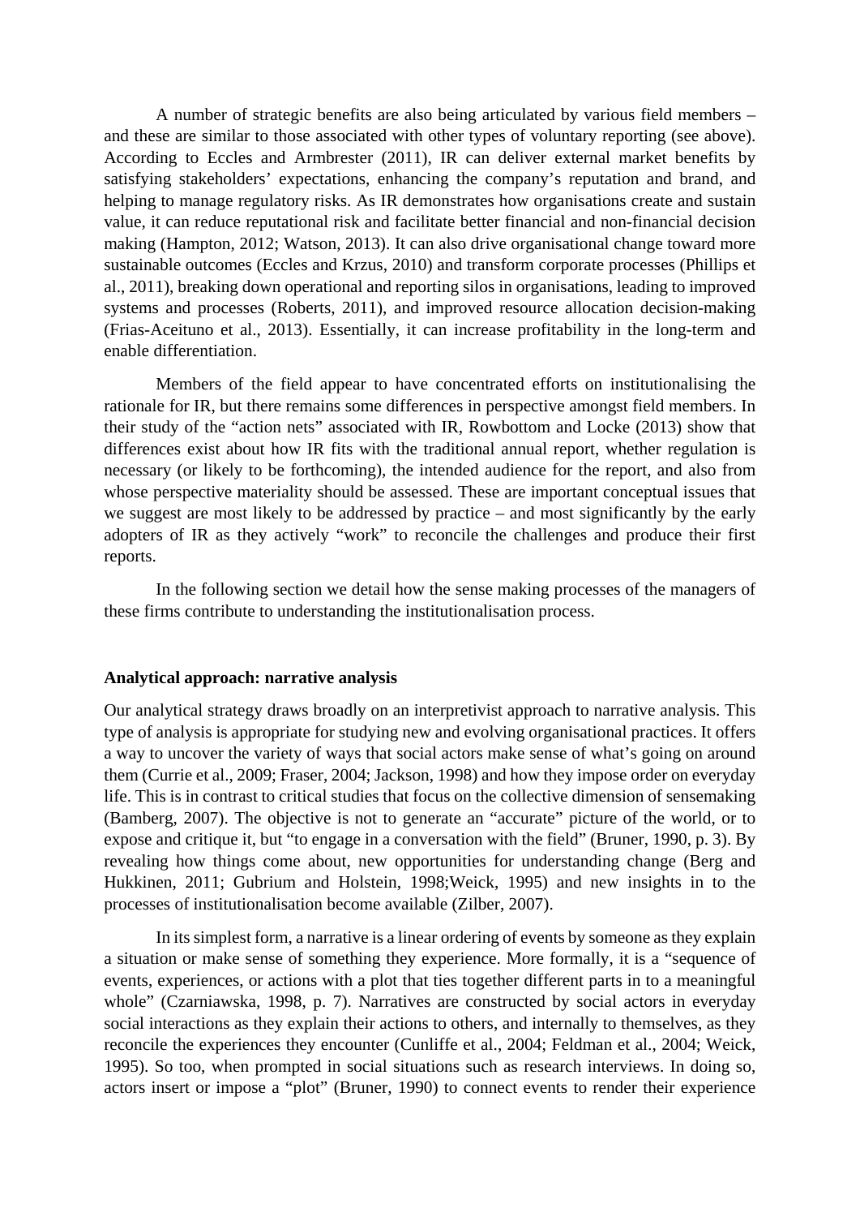A number of strategic benefits are also being articulated by various field members – and these are similar to those associated with other types of voluntary reporting (see above). According to Eccles and Armbrester (2011), IR can deliver external market benefits by satisfying stakeholders' expectations, enhancing the company's reputation and brand, and helping to manage regulatory risks. As IR demonstrates how organisations create and sustain value, it can reduce reputational risk and facilitate better financial and non-financial decision making (Hampton, 2012; Watson, 2013). It can also drive organisational change toward more sustainable outcomes (Eccles and Krzus, 2010) and transform corporate processes (Phillips et al., 2011), breaking down operational and reporting silos in organisations, leading to improved systems and processes (Roberts, 2011), and improved resource allocation decision-making (Frias-Aceituno et al., 2013). Essentially, it can increase profitability in the long-term and enable differentiation.

Members of the field appear to have concentrated efforts on institutionalising the rationale for IR, but there remains some differences in perspective amongst field members. In their study of the "action nets" associated with IR, Rowbottom and Locke (2013) show that differences exist about how IR fits with the traditional annual report, whether regulation is necessary (or likely to be forthcoming), the intended audience for the report, and also from whose perspective materiality should be assessed. These are important conceptual issues that we suggest are most likely to be addressed by practice – and most significantly by the early adopters of IR as they actively "work" to reconcile the challenges and produce their first reports.

In the following section we detail how the sense making processes of the managers of these firms contribute to understanding the institutionalisation process.

## Analytical approach: narrative analysis

Our analytical strategy draws broadly on an interpretivist approach to narrative analysis. This type of analysis is appropriate for studying new and evolving organisational practices. It offers a way to uncover the variety of ways that social actors make sense of what's going on around them (Currie et al., 2009; Fraser, 2004; Jackson, 1998) and how they impose order on everyday life. This is in contrast to critical studies that focus on the collective dimension of sensemaking (Bamberg, 2007). The objective is not to generate an "accurate" picture of the world, or to expose and critique it, but "to engage in a conversation with the field" (Bruner, 1990, p. 3). By revealing how things come about, new opportunities for understanding change (Berg and Hukkinen, 2011; Gubrium and Holstein, 1998;Weick, 1995) and new insights in to the processes of institutionalisation become available (Zilber, 2007).

In its simplest form, a narrative is a linear ordering of events by someone as they explain a situation or make sense of something they experience. More formally, it is a "sequence of events, experiences, or actions with a plot that ties together different parts in to a meaningful whole" (Czarniawska, 1998, p. 7). Narratives are constructed by social actors in everyday social interactions as they explain their actions to others, and internally to themselves, as they reconcile the experiences they encounter (Cunliffe et al., 2004; Feldman et al., 2004; Weick, 1995). So too, when prompted in social situations such as research interviews. In doing so, actors insert or impose a "plot" (Bruner, 1990) to connect events to render their experience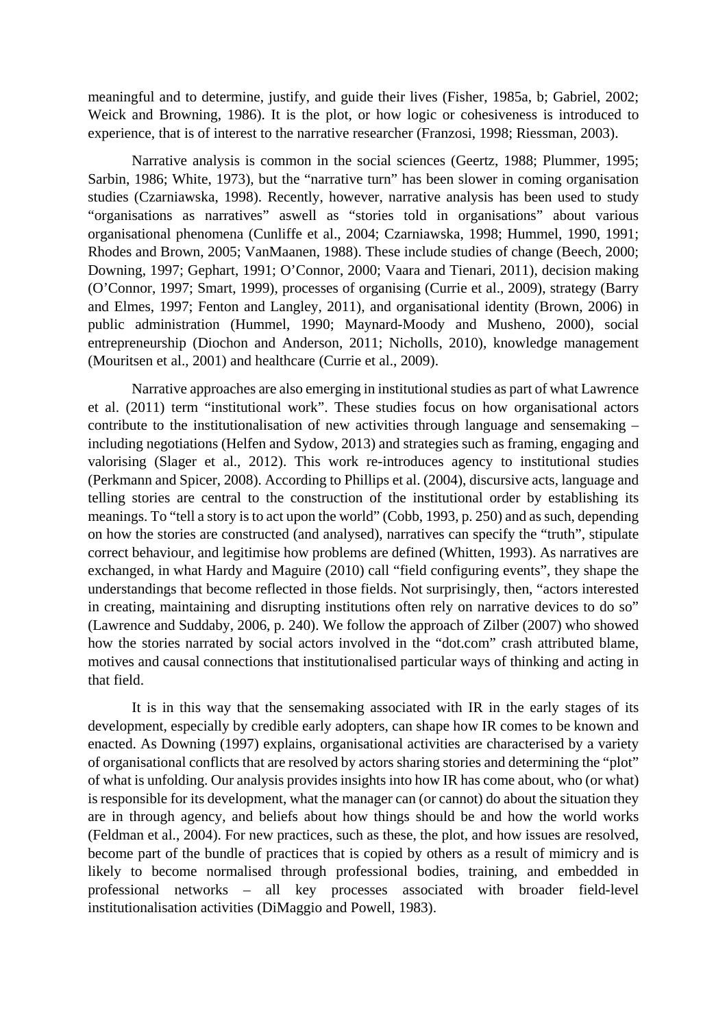meaningful and to determine, justify, and guide their lives (Fisher, 1985a, b; Gabriel, 2002; Weick and Browning, 1986). It is the plot, or how logic or cohesiveness is introduced to experience, that is of interest to the narrative researcher (Franzosi, 1998; Riessman, 2003).

Narrative analysis is common in the social sciences (Geertz, 1988; Plummer, 1995; Sarbin, 1986; White, 1973), but the "narrative turn" has been slower in coming organisation studies (Czarniawska, 1998). Recently, however, narrative analysis has been used to study "organisations as narratives" aswell as "stories told in organisations" about various organisational phenomena (Cunliffe et al., 2004; Czarniawska, 1998; Hummel, 1990, 1991; Rhodes and Brown, 2005; VanMaanen, 1988). These include studies of change (Beech, 2000; Downing, 1997; Gephart, 1991; O'Connor, 2000; Vaara and Tienari, 2011), decision making (O'Connor, 1997; Smart, 1999), processes of organising (Currie et al., 2009), strategy (Barry and Elmes, 1997; Fenton and Langley, 2011), and organisational identity (Brown, 2006) in public administration (Hummel, 1990; Maynard-Moody and Musheno, 2000), social entrepreneurship (Diochon and Anderson, 2011; Nicholls, 2010), knowledge management (Mouritsen et al., 2001) and healthcare (Currie et al., 2009).

Narrative approaches are also emerging in institutional studies as part of what Lawrence et al. (2011) term "institutional work". These studies focus on how organisational actors contribute to the institutionalisation of new activities through language and sensemaking – including negotiations (Helfen and Sydow, 2013) and strategies such as framing, engaging and valorising (Slager et al., 2012). This work re-introduces agency to institutional studies (Perkmann and Spicer, 2008). According to Phillips et al. (2004), discursive acts, language and telling stories are central to the construction of the institutional order by establishing its meanings. To "tell a story is to act upon the world" (Cobb, 1993, p. 250) and as such, depending on how the stories are constructed (and analysed), narratives can specify the "truth", stipulate correct behaviour, and legitimise how problems are defined (Whitten, 1993). As narratives are exchanged, in what Hardy and Maguire (2010) call "field configuring events", they shape the understandings that become reflected in those fields. Not surprisingly, then, "actors interested in creating, maintaining and disrupting institutions often rely on narrative devices to do so" (Lawrence and Suddaby, 2006, p. 240). We follow the approach of Zilber (2007) who showed how the stories narrated by social actors involved in the "dot.com" crash attributed blame, motives and causal connections that institutionalised particular ways of thinking and acting in that field.

It is in this way that the sensemaking associated with IR in the early stages of its development, especially by credible early adopters, can shape how IR comes to be known and enacted. As Downing (1997) explains, organisational activities are characterised by a variety of organisational conflicts that are resolved by actors sharing stories and determining the "plot" of what is unfolding. Our analysis provides insights into how IR has come about, who (or what) is responsible for its development, what the manager can (or cannot) do about the situation they are in through agency, and beliefs about how things should be and how the world works (Feldman et al., 2004). For new practices, such as these, the plot, and how issues are resolved, become part of the bundle of practices that is copied by others as a result of mimicry and is likely to become normalised through professional bodies, training, and embedded in professional networks – all key processes associated with broader field-level institutionalisation activities (DiMaggio and Powell, 1983).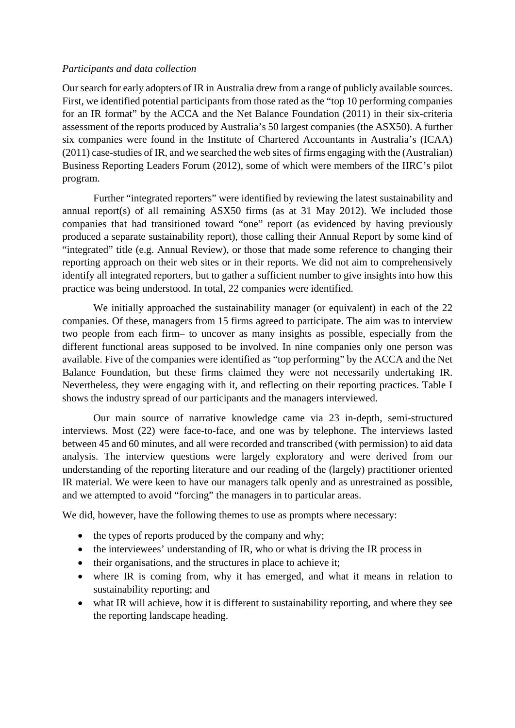*Participants and data collection*

Our search for early adopters of IR in Australia drew from a range of publicly available sources. First, we identified potential participants from those rated as the "top 10 performing companies for an IR format" by the ACCA and the Net Balance Foundation (2011) in their six-criteria assessment of the reports produced by Australia's 50 largest companies (the ASX50). A further six companies were found in the Institute of Chartered Accountants in Australia's (ICAA) (2011) case-studies of IR, and we searched the web sites of firms engaging with the (Australian) Business Reporting Leaders Forum (2012), some of which were members of the IIRC's pilot program.

Further "integrated reporters" were identified by reviewing the latest sustainability and annual report(s) of all remaining ASX50 firms (as at 31 May 2012). We included those companies that had transitioned toward "one" report (as evidenced by having previously produced a separate sustainability report), those calling their Annual Report by some kind of "integrated" title (e.g. Annual Review), or those that made some reference to changing their reporting approach on their web sites or in their reports. We did not aim to comprehensively identify all integrated reporters, but to gather a sufficient number to give insights into how this practice was being understood. In total, 22 companies were identified.

We initially approached the sustainability manager (or equivalent) in each of the 22 companies. Of these, managers from 15 firms agreed to participate. The aim was to interview two people from each firm– to uncover as many insights as possible, especially from the different functional areas supposed to be involved. In nine companies only one person was available. Five of the companies were identified as "top performing" by the ACCA and the Net Balance Foundation, but these firms claimed they were not necessarily undertaking IR. Nevertheless, they were engaging with it, and reflecting on their reporting practices. Table I shows the industry spread of our participants and the managers interviewed.

Our main source of narrative knowledge came via 23 in-depth, semi-structured interviews. Most (22) were face-to-face, and one was by telephone. The interviews lasted between 45 and 60 minutes, and all were recorded and transcribed (with permission) to aid data analysis. The interview questions were largely exploratory and were derived from our understanding of the reporting literature and our reading of the (largely) practitioner oriented IR material. We were keen to have our managers talk openly and as unrestrained as possible, and we attempted to avoid "forcing" the managers in to particular areas.

We did, however, have the following themes to use as prompts where necessary:

- the types of reports produced by the company and why;
- the interviewees' understanding of IR, who or what is driving the IR process in
- their organisations, and the structures in place to achieve it;
- where IR is coming from, why it has emerged, and what it means in relation to sustainability reporting; and
- what IR will achieve, how it is different to sustainability reporting, and where they see the reporting landscape heading.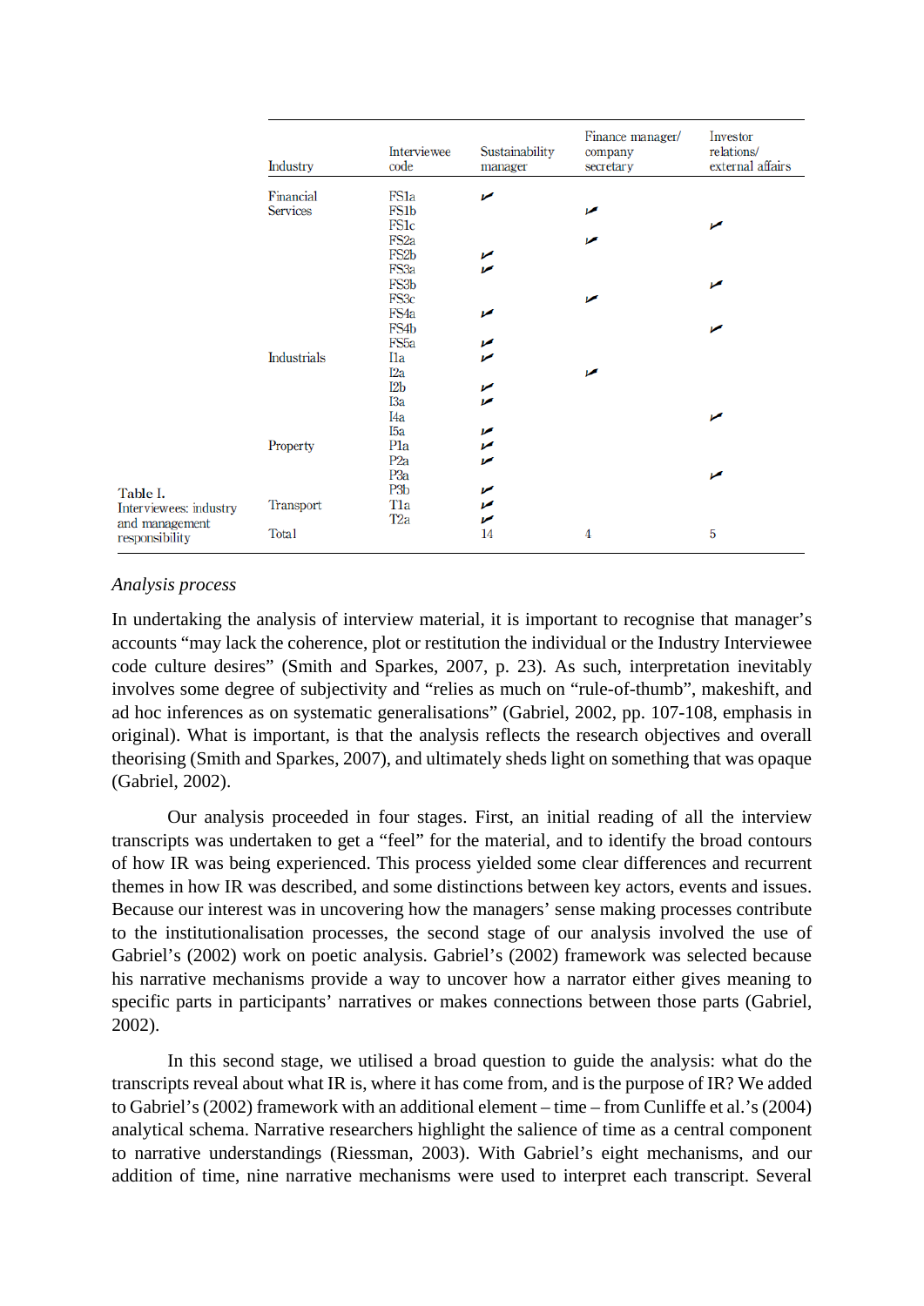Table I. Interviewees: industry and management responsibility

| Industry | Interviewee code | Sustainability manager | Finance manager/ company secretary | Investor relations/ external affairs |
|---|---|---|---|---|
| Financial Services | FS1a | ✓ | | |
| | FS1b | | ✓ | |
| | FS1c | | | ✓ |
| | FS2a | | ✓ | |
| | FS2b | ✓ | | |
| | FS3a | ✓ | | |
| | FS3b | | | ✓ |
| | FS3c | | ✓ | |
| | FS4a | ✓ | | |
| | FS4b | | | ✓ |
| | FS5a | ✓ | | |
| Industrials | I1a | ✓ | | |
| | I2a | | ✓ | |
| | I2b | ✓ | | |
| | I3a | ✓ | | |
| | I4a | | | ✓ |
| | I5a | ✓ | | |
| Property | P1a | ✓ | | |
| | P2a | ✓ | | |
| | P3a | | | ✓ |
| | P3b | ✓ | | |
| Transport | T1a | ✓ | | |
| | T2a | ✓ | | |
| Total | | 14 | 4 | 5 |

*Analysis process*

In undertaking the analysis of interview material, it is important to recognise that manager's accounts "may lack the coherence, plot or restitution the individual or the Industry Interviewee code culture desires" (Smith and Sparkes, 2007, p. 23). As such, interpretation inevitably involves some degree of subjectivity and "relies as much on "rule-of-thumb", makeshift, and ad hoc inferences as on systematic generalisations" (Gabriel, 2002, pp. 107-108, emphasis in original). What is important, is that the analysis reflects the research objectives and overall theorising (Smith and Sparkes, 2007), and ultimately sheds light on something that was opaque (Gabriel, 2002).

Our analysis proceeded in four stages. First, an initial reading of all the interview transcripts was undertaken to get a "feel" for the material, and to identify the broad contours of how IR was being experienced. This process yielded some clear differences and recurrent themes in how IR was described, and some distinctions between key actors, events and issues. Because our interest was in uncovering how the managers' sense making processes contribute to the institutionalisation processes, the second stage of our analysis involved the use of Gabriel's (2002) work on poetic analysis. Gabriel's (2002) framework was selected because his narrative mechanisms provide a way to uncover how a narrator either gives meaning to specific parts in participants' narratives or makes connections between those parts (Gabriel, 2002).

In this second stage, we utilised a broad question to guide the analysis: what do the transcripts reveal about what IR is, where it has come from, and is the purpose of IR? We added to Gabriel's (2002) framework with an additional element – time – from Cunliffe et al.'s (2004) analytical schema. Narrative researchers highlight the salience of time as a central component to narrative understandings (Riessman, 2003). With Gabriel's eight mechanisms, and our addition of time, nine narrative mechanisms were used to interpret each transcript. Several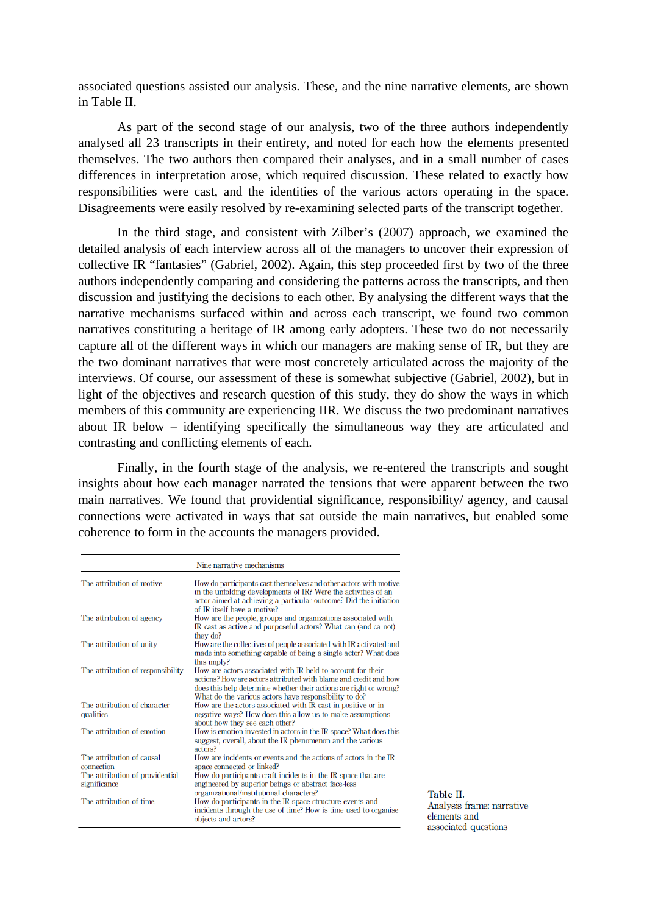associated questions assisted our analysis. These, and the nine narrative elements, are shown in Table II.

As part of the second stage of our analysis, two of the three authors independently analysed all 23 transcripts in their entirety, and noted for each how the elements presented themselves. The two authors then compared their analyses, and in a small number of cases differences in interpretation arose, which required discussion. These related to exactly how responsibilities were cast, and the identities of the various actors operating in the space. Disagreements were easily resolved by re-examining selected parts of the transcript together.

In the third stage, and consistent with Zilber's (2007) approach, we examined the detailed analysis of each interview across all of the managers to uncover their expression of collective IR "fantasies" (Gabriel, 2002). Again, this step proceeded first by two of the three authors independently comparing and considering the patterns across the transcripts, and then discussion and justifying the decisions to each other. By analysing the different ways that the narrative mechanisms surfaced within and across each transcript, we found two common narratives constituting a heritage of IR among early adopters. These two do not necessarily capture all of the different ways in which our managers are making sense of IR, but they are the two dominant narratives that were most concretely articulated across the majority of the interviews. Of course, our assessment of these is somewhat subjective (Gabriel, 2002), but in light of the objectives and research question of this study, they do show the ways in which members of this community are experiencing IIR. We discuss the two predominant narratives about IR below – identifying specifically the simultaneous way they are articulated and contrasting and conflicting elements of each.

Finally, in the fourth stage of the analysis, we re-entered the transcripts and sought insights about how each manager narrated the tensions that were apparent between the two main narratives. We found that providential significance, responsibility/ agency, and causal connections were activated in ways that sat outside the main narratives, but enabled some coherence to form in the accounts the managers provided.

| Nine narrative mechanisms | |
|---|---|
| The attribution of motive | How do participants cast themselves and other actors with motive in the unfolding developments of IR? Were the activities of an actor aimed at achieving a particular outcome? Did the initiation of IR itself have a motive? |
| The attribution of agency | How are the people, groups and organizations associated with IR cast as active and purposeful actors? What can (and ca not) they do? |
| The attribution of unity | How are the collectives of people associated with IR activated and made into something capable of being a single actor? What does this imply? |
| The attribution of responsibility | How are actors associated with IR held to account for their actions? How are actors attributed with blame and credit and how does this help determine whether their actions are right or wrong? What do the various actors have responsibility to do? |
| The attribution of character qualities | How are the actors associated with IR cast in positive or in negative ways? How does this allow us to make assumptions about how they see each other? |
| The attribution of emotion | How is emotion invested in actors in the IR space? What does this suggest, overall, about the IR phenomenon and the various actors? |
| The attribution of causal connection | How are incidents or events and the actions of actors in the IR space connected or linked? |
| The attribution of providential significance | How do participants craft incidents in the IR space that are engineered by superior beings or abstract face-less organizational/institutional characters? |
| The attribution of time | How do participants in the IR space structure events and incidents through the use of time? How is time used to organise objects and actors? |

**Table II.**
Analysis frame: narrative elements and associated questions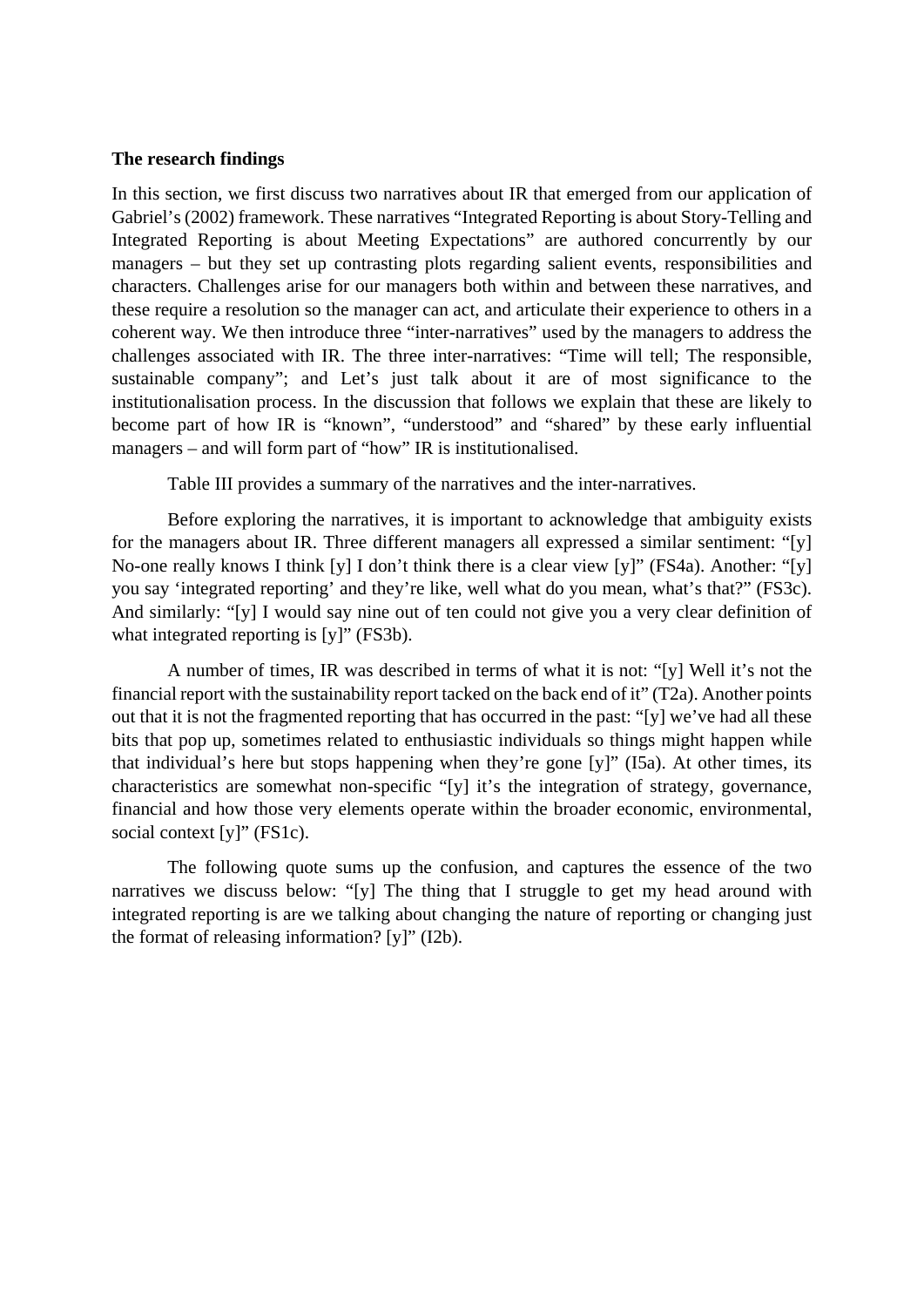**The research findings**

In this section, we first discuss two narratives about IR that emerged from our application of Gabriel's (2002) framework. These narratives "Integrated Reporting is about Story-Telling and Integrated Reporting is about Meeting Expectations" are authored concurrently by our managers – but they set up contrasting plots regarding salient events, responsibilities and characters. Challenges arise for our managers both within and between these narratives, and these require a resolution so the manager can act, and articulate their experience to others in a coherent way. We then introduce three "inter-narratives" used by the managers to address the challenges associated with IR. The three inter-narratives: "Time will tell; The responsible, sustainable company"; and Let's just talk about it are of most significance to the institutionalisation process. In the discussion that follows we explain that these are likely to become part of how IR is "known", "understood" and "shared" by these early influential managers – and will form part of "how" IR is institutionalised.

Table III provides a summary of the narratives and the inter-narratives.

Before exploring the narratives, it is important to acknowledge that ambiguity exists for the managers about IR. Three different managers all expressed a similar sentiment: "[y] No-one really knows I think [y] I don't think there is a clear view [y]" (FS4a). Another: "[y] you say 'integrated reporting' and they're like, well what do you mean, what's that?" (FS3c). And similarly: "[y] I would say nine out of ten could not give you a very clear definition of what integrated reporting is [y]" (FS3b).

A number of times, IR was described in terms of what it is not: "[y] Well it's not the financial report with the sustainability report tacked on the back end of it" (T2a). Another points out that it is not the fragmented reporting that has occurred in the past: "[y] we've had all these bits that pop up, sometimes related to enthusiastic individuals so things might happen while that individual's here but stops happening when they're gone [y]" (I5a). At other times, its characteristics are somewhat non-specific "[y] it's the integration of strategy, governance, financial and how those very elements operate within the broader economic, environmental, social context [y]" (FS1c).

The following quote sums up the confusion, and captures the essence of the two narratives we discuss below: "[y] The thing that I struggle to get my head around with integrated reporting is are we talking about changing the nature of reporting or changing just the format of releasing information? [y]" (I2b).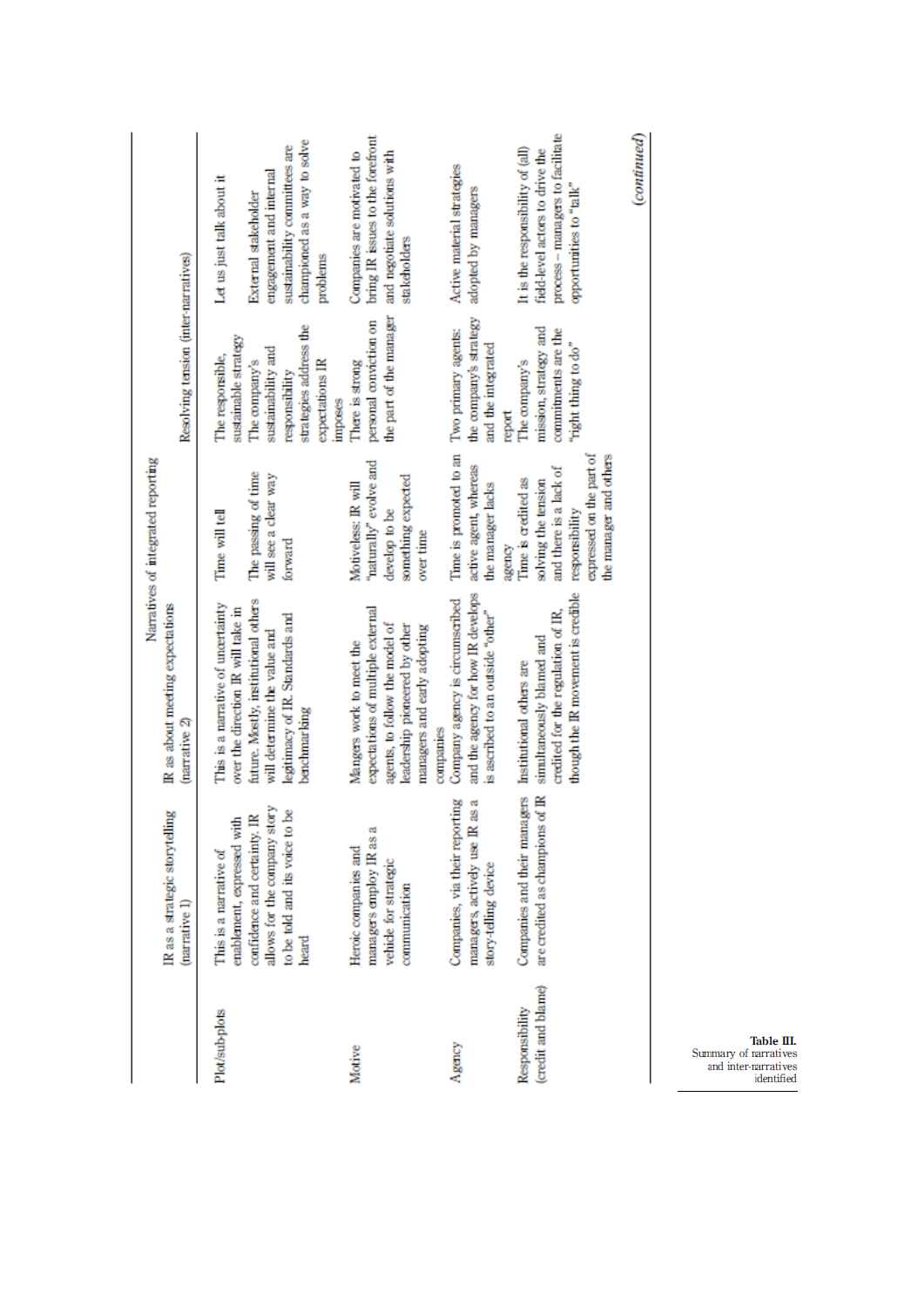**Table III.** Summary of narratives and inter-narratives identified

| | Narratives of integrated reporting | | | Resolving tension (inter-narratives) | |
|---|---|---|---|---|---|
| | IR as a strategic storytelling (narrative 1) | IR as about meeting expectations (narrative 2) | | | |
| Plot/sub-plots | This is a narrative of enablement, expressed with confidence and certainty. IR allows for the company story to be told and its voice to be heard | This is a narrative of uncertainty over the direction IR will take in future. Mostly, institutional others will determine the value and legitimacy of IR. Standards and benchmarking | Time will tell<br>The passing of time will see a clear way forward | The responsible, sustainable strategy<br>The company's sustainability and responsibility strategies address the expectations IR imposes | Let us just talk about it<br>External stakeholder engagement and internal sustainability committees are championed as a way to solve problems |
| Motive | Heroic companies and managers employ IR as a vehicle for strategic communication | Mangers work to meet the expectations of multiple external agents, to follow the model of leadership pioneered by other managers and early adopting companies | Motiveless: IR will "naturally" evolve and develop to be something expected over time | There is strong personal conviction on the part of the manager | Companies are motivated to bring IR issues to the forefront and negotiate solutions with stakeholders |
| Agency | Companies, via their reporting managers, actively use IR as a story-telling device | Company agency is circumscribed and the agency for how IR develops is ascribed to an outside "other" | Time is promoted to an active agent, whereas the manager lacks agency | Two primary agents: the company's strategy and the integrated report | Active material strategies adopted by managers |
| Responsibility (credit and blame) | Companies and their managers are credited as champions of IR | Institutional others are simultaneously blamed and credited for the regulation of IR, though the IR movement is credible | Time is credited as solving the tension and there is a lack of responsibility expressed on the part of the manager and others | The company's mission, strategy and commitments are the "right thing to do" | It is the responsibility of (all) field-level actors to drive the process – managers to facilitate opportunities to "talk" |

*(continued)*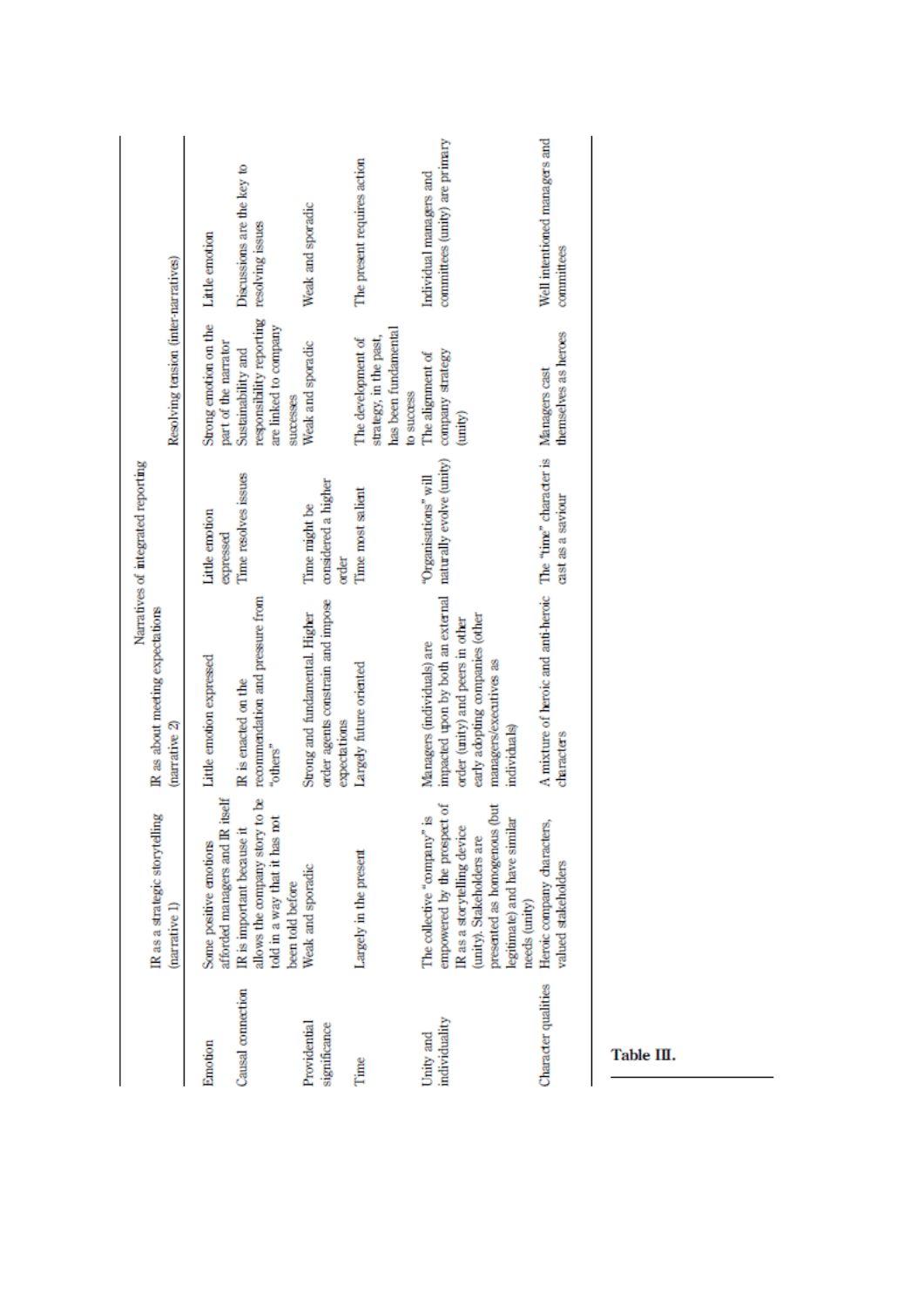| | Narratives of integrated reporting | | | |
|---|---|---|---|---|
| | IR as a strategic storytelling (narrative 1) | IR as about meeting expectations (narrative 2) | | Resolving tension (inter-narratives) | |
| Emotion | Some positive emotions afforded managers and IR itself | Little emotion expressed | Little emotion expressed | Strong emotion on the part of the narrator | Little emotion |
| Causal connection | IR is important because it allows the company story to be told in a way that it has not been told before | IR is enacted on the recommendation and pressure from "others" | Time resolves issues | Sustainability and responsibility reporting are linked to company successes | Discussions are the key to resolving issues |
| Providential significance | Weak and sporadic | Strong and fundamental. Higher order agents constrain and impose expectations | Time might be considered a higher order | Weak and sporadic | Weak and sporadic |
| Time | Largely in the present | Largely future oriented | Time most salient | The development of strategy, in the past, has been fundamental to success | The present requires action |
| Unity and individuality | The collective "company" is empowered by the prospect of IR as a storytelling device (unity). Stakeholders are presented as homogenous (but legitimate) and have similar needs (unity) | Managers (individuals) are impacted upon by both an external order (unity) and peers in other early adopting companies (other managers/executives as individuals) | "Organisations" will naturally evolve (unity) | The alignment of company strategy (unity) | Individual managers and committees (unity) are primary |
| Character qualities | Heroic company characters, valued stakeholders | A mixture of heroic and anti-heroic characters | The "time" character is cast as a saviour | Managers cast themselves as heroes | Well intentioned managers and committees |

**Table III.**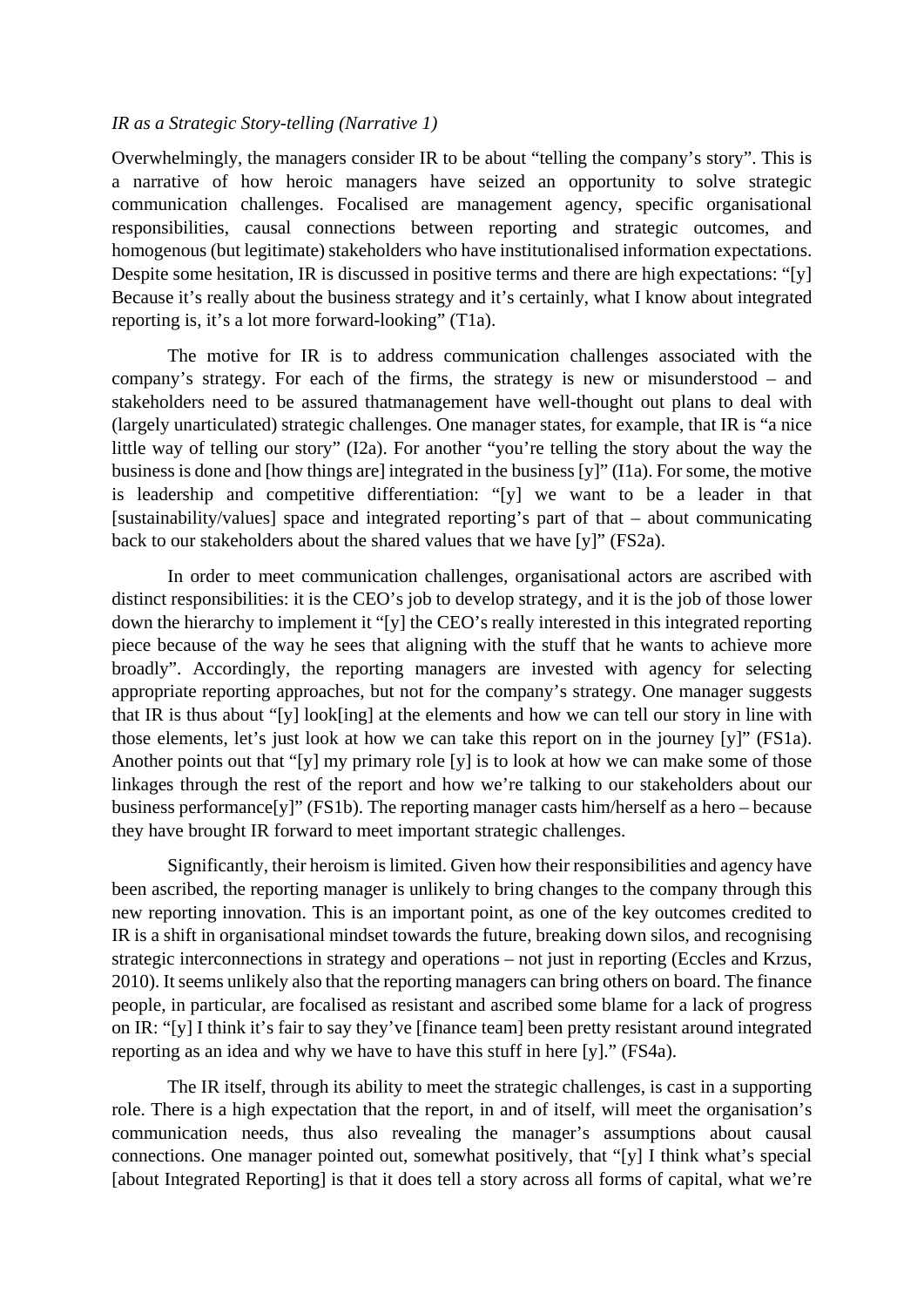*IR as a Strategic Story-telling (Narrative 1)*

Overwhelmingly, the managers consider IR to be about "telling the company's story". This is a narrative of how heroic managers have seized an opportunity to solve strategic communication challenges. Focalised are management agency, specific organisational responsibilities, causal connections between reporting and strategic outcomes, and homogenous (but legitimate) stakeholders who have institutionalised information expectations. Despite some hesitation, IR is discussed in positive terms and there are high expectations: "[y] Because it's really about the business strategy and it's certainly, what I know about integrated reporting is, it's a lot more forward-looking" (T1a).

The motive for IR is to address communication challenges associated with the company's strategy. For each of the firms, the strategy is new or misunderstood – and stakeholders need to be assured thatmanagement have well-thought out plans to deal with (largely unarticulated) strategic challenges. One manager states, for example, that IR is "a nice little way of telling our story" (I2a). For another "you're telling the story about the way the business is done and [how things are] integrated in the business [y]" (I1a). For some, the motive is leadership and competitive differentiation: "[y] we want to be a leader in that [sustainability/values] space and integrated reporting's part of that – about communicating back to our stakeholders about the shared values that we have [y]" (FS2a).

In order to meet communication challenges, organisational actors are ascribed with distinct responsibilities: it is the CEO's job to develop strategy, and it is the job of those lower down the hierarchy to implement it "[y] the CEO's really interested in this integrated reporting piece because of the way he sees that aligning with the stuff that he wants to achieve more broadly". Accordingly, the reporting managers are invested with agency for selecting appropriate reporting approaches, but not for the company's strategy. One manager suggests that IR is thus about "[y] look[ing] at the elements and how we can tell our story in line with those elements, let's just look at how we can take this report on in the journey [y]" (FS1a). Another points out that "[y] my primary role [y] is to look at how we can make some of those linkages through the rest of the report and how we're talking to our stakeholders about our business performance[y]" (FS1b). The reporting manager casts him/herself as a hero – because they have brought IR forward to meet important strategic challenges.

Significantly, their heroism is limited. Given how their responsibilities and agency have been ascribed, the reporting manager is unlikely to bring changes to the company through this new reporting innovation. This is an important point, as one of the key outcomes credited to IR is a shift in organisational mindset towards the future, breaking down silos, and recognising strategic interconnections in strategy and operations – not just in reporting (Eccles and Krzus, 2010). It seems unlikely also that the reporting managers can bring others on board. The finance people, in particular, are focalised as resistant and ascribed some blame for a lack of progress on IR: "[y] I think it's fair to say they've [finance team] been pretty resistant around integrated reporting as an idea and why we have to have this stuff in here [y]." (FS4a).

The IR itself, through its ability to meet the strategic challenges, is cast in a supporting role. There is a high expectation that the report, in and of itself, will meet the organisation's communication needs, thus also revealing the manager's assumptions about causal connections. One manager pointed out, somewhat positively, that "[y] I think what's special [about Integrated Reporting] is that it does tell a story across all forms of capital, what we're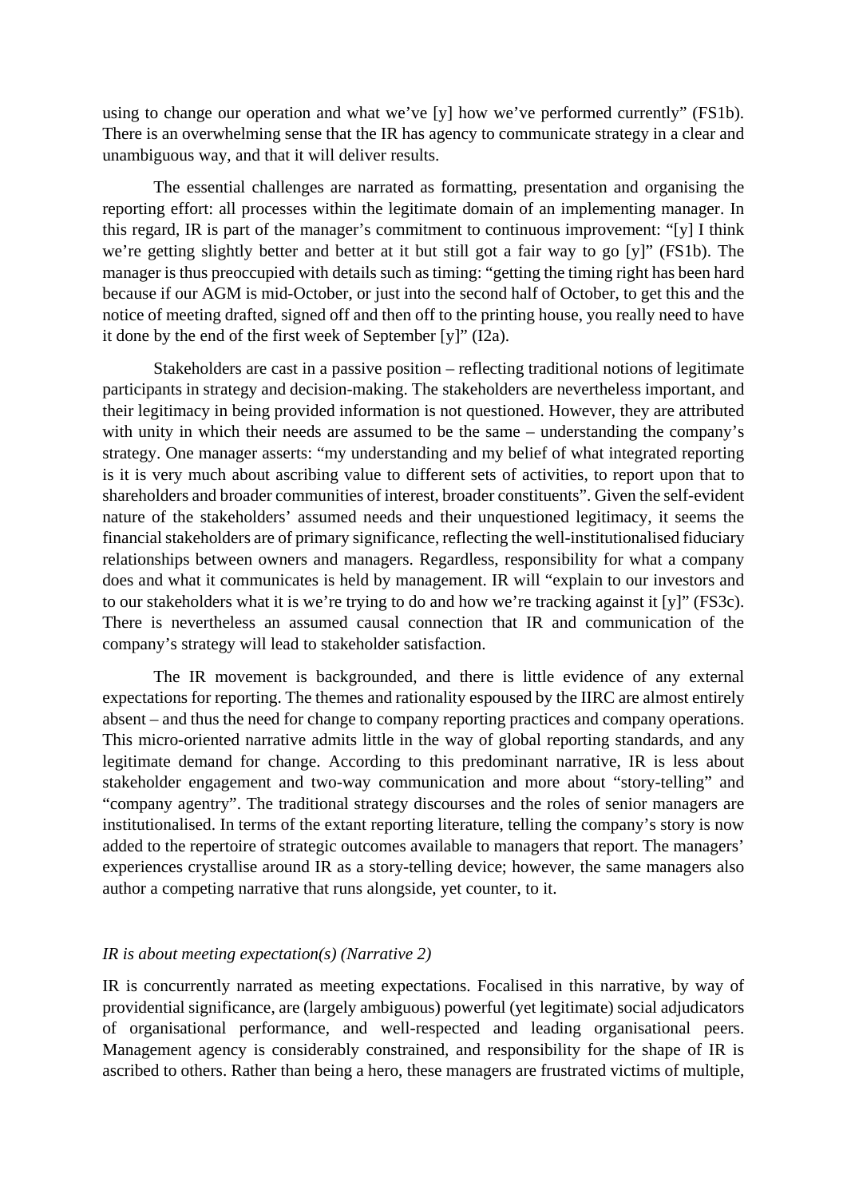using to change our operation and what we've [y] how we've performed currently" (FS1b). There is an overwhelming sense that the IR has agency to communicate strategy in a clear and unambiguous way, and that it will deliver results.

The essential challenges are narrated as formatting, presentation and organising the reporting effort: all processes within the legitimate domain of an implementing manager. In this regard, IR is part of the manager's commitment to continuous improvement: "[y] I think we're getting slightly better and better at it but still got a fair way to go [y]" (FS1b). The manager is thus preoccupied with details such as timing: "getting the timing right has been hard because if our AGM is mid-October, or just into the second half of October, to get this and the notice of meeting drafted, signed off and then off to the printing house, you really need to have it done by the end of the first week of September [y]" (I2a).

Stakeholders are cast in a passive position – reflecting traditional notions of legitimate participants in strategy and decision-making. The stakeholders are nevertheless important, and their legitimacy in being provided information is not questioned. However, they are attributed with unity in which their needs are assumed to be the same – understanding the company's strategy. One manager asserts: "my understanding and my belief of what integrated reporting is it is very much about ascribing value to different sets of activities, to report upon that to shareholders and broader communities of interest, broader constituents". Given the self-evident nature of the stakeholders' assumed needs and their unquestioned legitimacy, it seems the financial stakeholders are of primary significance, reflecting the well-institutionalised fiduciary relationships between owners and managers. Regardless, responsibility for what a company does and what it communicates is held by management. IR will "explain to our investors and to our stakeholders what it is we're trying to do and how we're tracking against it [y]" (FS3c). There is nevertheless an assumed causal connection that IR and communication of the company's strategy will lead to stakeholder satisfaction.

The IR movement is backgrounded, and there is little evidence of any external expectations for reporting. The themes and rationality espoused by the IIRC are almost entirely absent – and thus the need for change to company reporting practices and company operations. This micro-oriented narrative admits little in the way of global reporting standards, and any legitimate demand for change. According to this predominant narrative, IR is less about stakeholder engagement and two-way communication and more about "story-telling" and "company agentry". The traditional strategy discourses and the roles of senior managers are institutionalised. In terms of the extant reporting literature, telling the company's story is now added to the repertoire of strategic outcomes available to managers that report. The managers' experiences crystallise around IR as a story-telling device; however, the same managers also author a competing narrative that runs alongside, yet counter, to it.

*IR is about meeting expectation(s) (Narrative 2)*

IR is concurrently narrated as meeting expectations. Focalised in this narrative, by way of providential significance, are (largely ambiguous) powerful (yet legitimate) social adjudicators of organisational performance, and well-respected and leading organisational peers. Management agency is considerably constrained, and responsibility for the shape of IR is ascribed to others. Rather than being a hero, these managers are frustrated victims of multiple,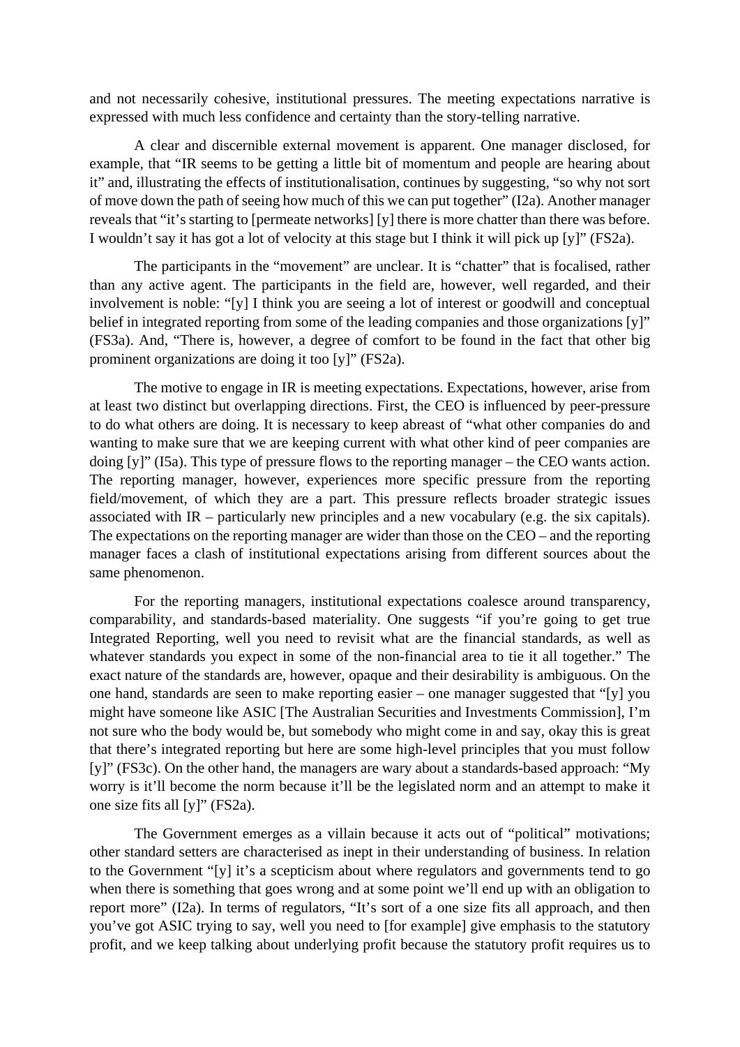and not necessarily cohesive, institutional pressures. The meeting expectations narrative is expressed with much less confidence and certainty than the story-telling narrative.

A clear and discernible external movement is apparent. One manager disclosed, for example, that "IR seems to be getting a little bit of momentum and people are hearing about it" and, illustrating the effects of institutionalisation, continues by suggesting, "so why not sort of move down the path of seeing how much of this we can put together" (I2a). Another manager reveals that "it's starting to [permeate networks] [y] there is more chatter than there was before. I wouldn't say it has got a lot of velocity at this stage but I think it will pick up [y]" (FS2a).

The participants in the "movement" are unclear. It is "chatter" that is focalised, rather than any active agent. The participants in the field are, however, well regarded, and their involvement is noble: "[y] I think you are seeing a lot of interest or goodwill and conceptual belief in integrated reporting from some of the leading companies and those organizations [y]" (FS3a). And, "There is, however, a degree of comfort to be found in the fact that other big prominent organizations are doing it too [y]" (FS2a).

The motive to engage in IR is meeting expectations. Expectations, however, arise from at least two distinct but overlapping directions. First, the CEO is influenced by peer-pressure to do what others are doing. It is necessary to keep abreast of "what other companies do and wanting to make sure that we are keeping current with what other kind of peer companies are doing [y]" (I5a). This type of pressure flows to the reporting manager – the CEO wants action. The reporting manager, however, experiences more specific pressure from the reporting field/movement, of which they are a part. This pressure reflects broader strategic issues associated with IR – particularly new principles and a new vocabulary (e.g. the six capitals). The expectations on the reporting manager are wider than those on the CEO – and the reporting manager faces a clash of institutional expectations arising from different sources about the same phenomenon.

For the reporting managers, institutional expectations coalesce around transparency, comparability, and standards-based materiality. One suggests "if you're going to get true Integrated Reporting, well you need to revisit what are the financial standards, as well as whatever standards you expect in some of the non-financial area to tie it all together." The exact nature of the standards are, however, opaque and their desirability is ambiguous. On the one hand, standards are seen to make reporting easier – one manager suggested that "[y] you might have someone like ASIC [The Australian Securities and Investments Commission], I'm not sure who the body would be, but somebody who might come in and say, okay this is great that there's integrated reporting but here are some high-level principles that you must follow [y]" (FS3c). On the other hand, the managers are wary about a standards-based approach: "My worry is it'll become the norm because it'll be the legislated norm and an attempt to make it one size fits all [y]" (FS2a).

The Government emerges as a villain because it acts out of "political" motivations; other standard setters are characterised as inept in their understanding of business. In relation to the Government "[y] it's a scepticism about where regulators and governments tend to go when there is something that goes wrong and at some point we'll end up with an obligation to report more" (I2a). In terms of regulators, "It's sort of a one size fits all approach, and then you've got ASIC trying to say, well you need to [for example] give emphasis to the statutory profit, and we keep talking about underlying profit because the statutory profit requires us to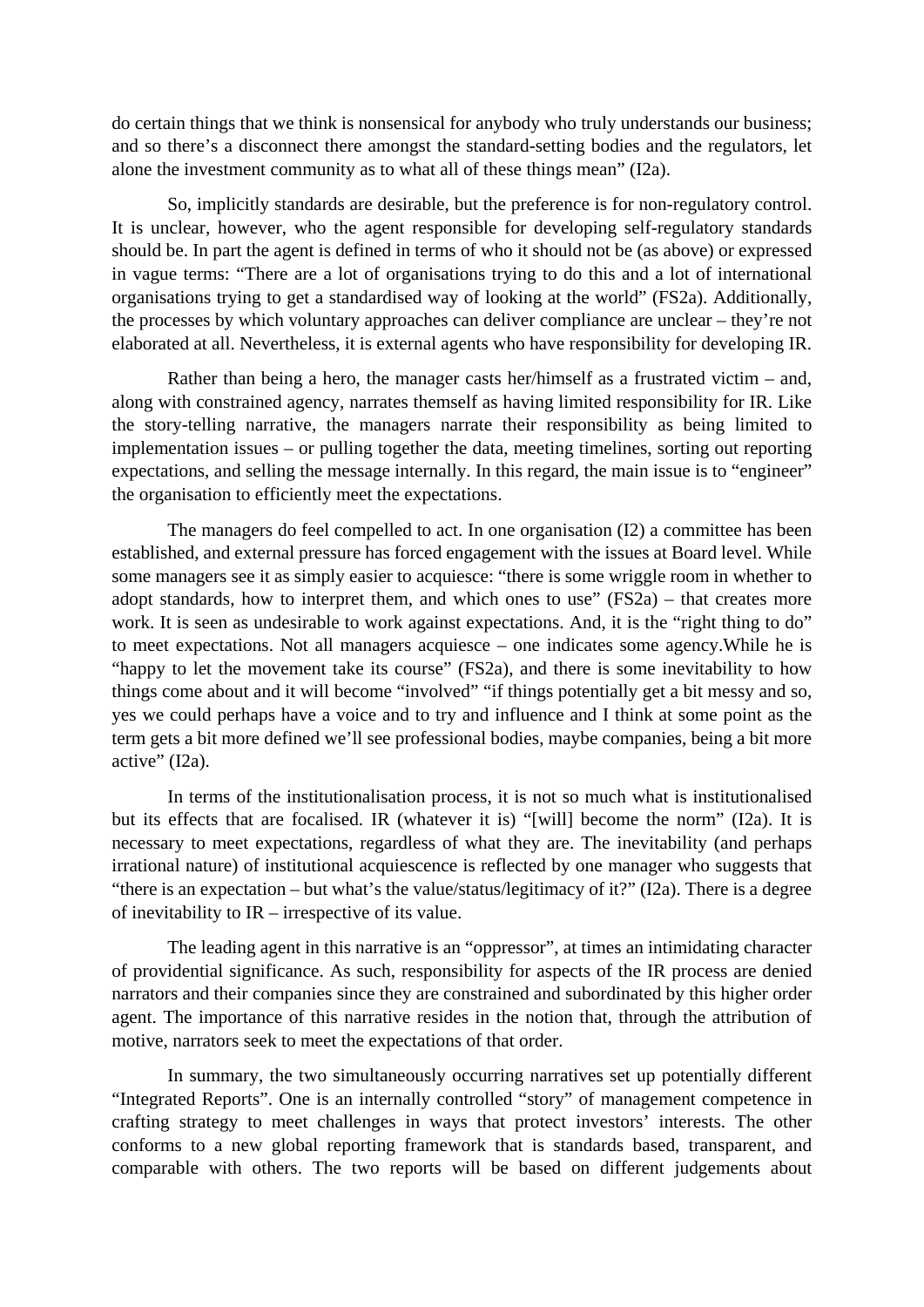do certain things that we think is nonsensical for anybody who truly understands our business; and so there's a disconnect there amongst the standard-setting bodies and the regulators, let alone the investment community as to what all of these things mean" (I2a).

So, implicitly standards are desirable, but the preference is for non-regulatory control. It is unclear, however, who the agent responsible for developing self-regulatory standards should be. In part the agent is defined in terms of who it should not be (as above) or expressed in vague terms: "There are a lot of organisations trying to do this and a lot of international organisations trying to get a standardised way of looking at the world" (FS2a). Additionally, the processes by which voluntary approaches can deliver compliance are unclear – they're not elaborated at all. Nevertheless, it is external agents who have responsibility for developing IR.

Rather than being a hero, the manager casts her/himself as a frustrated victim – and, along with constrained agency, narrates themself as having limited responsibility for IR. Like the story-telling narrative, the managers narrate their responsibility as being limited to implementation issues – or pulling together the data, meeting timelines, sorting out reporting expectations, and selling the message internally. In this regard, the main issue is to "engineer" the organisation to efficiently meet the expectations.

The managers do feel compelled to act. In one organisation (I2) a committee has been established, and external pressure has forced engagement with the issues at Board level. While some managers see it as simply easier to acquiesce: "there is some wriggle room in whether to adopt standards, how to interpret them, and which ones to use" (FS2a) – that creates more work. It is seen as undesirable to work against expectations. And, it is the "right thing to do" to meet expectations. Not all managers acquiesce – one indicates some agency.While he is "happy to let the movement take its course" (FS2a), and there is some inevitability to how things come about and it will become "involved" "if things potentially get a bit messy and so, yes we could perhaps have a voice and to try and influence and I think at some point as the term gets a bit more defined we'll see professional bodies, maybe companies, being a bit more active" (I2a).

In terms of the institutionalisation process, it is not so much what is institutionalised but its effects that are focalised. IR (whatever it is) "[will] become the norm" (I2a). It is necessary to meet expectations, regardless of what they are. The inevitability (and perhaps irrational nature) of institutional acquiescence is reflected by one manager who suggests that "there is an expectation – but what's the value/status/legitimacy of it?" (I2a). There is a degree of inevitability to IR – irrespective of its value.

The leading agent in this narrative is an "oppressor", at times an intimidating character of providential significance. As such, responsibility for aspects of the IR process are denied narrators and their companies since they are constrained and subordinated by this higher order agent. The importance of this narrative resides in the notion that, through the attribution of motive, narrators seek to meet the expectations of that order.

In summary, the two simultaneously occurring narratives set up potentially different "Integrated Reports". One is an internally controlled "story" of management competence in crafting strategy to meet challenges in ways that protect investors' interests. The other conforms to a new global reporting framework that is standards based, transparent, and comparable with others. The two reports will be based on different judgements about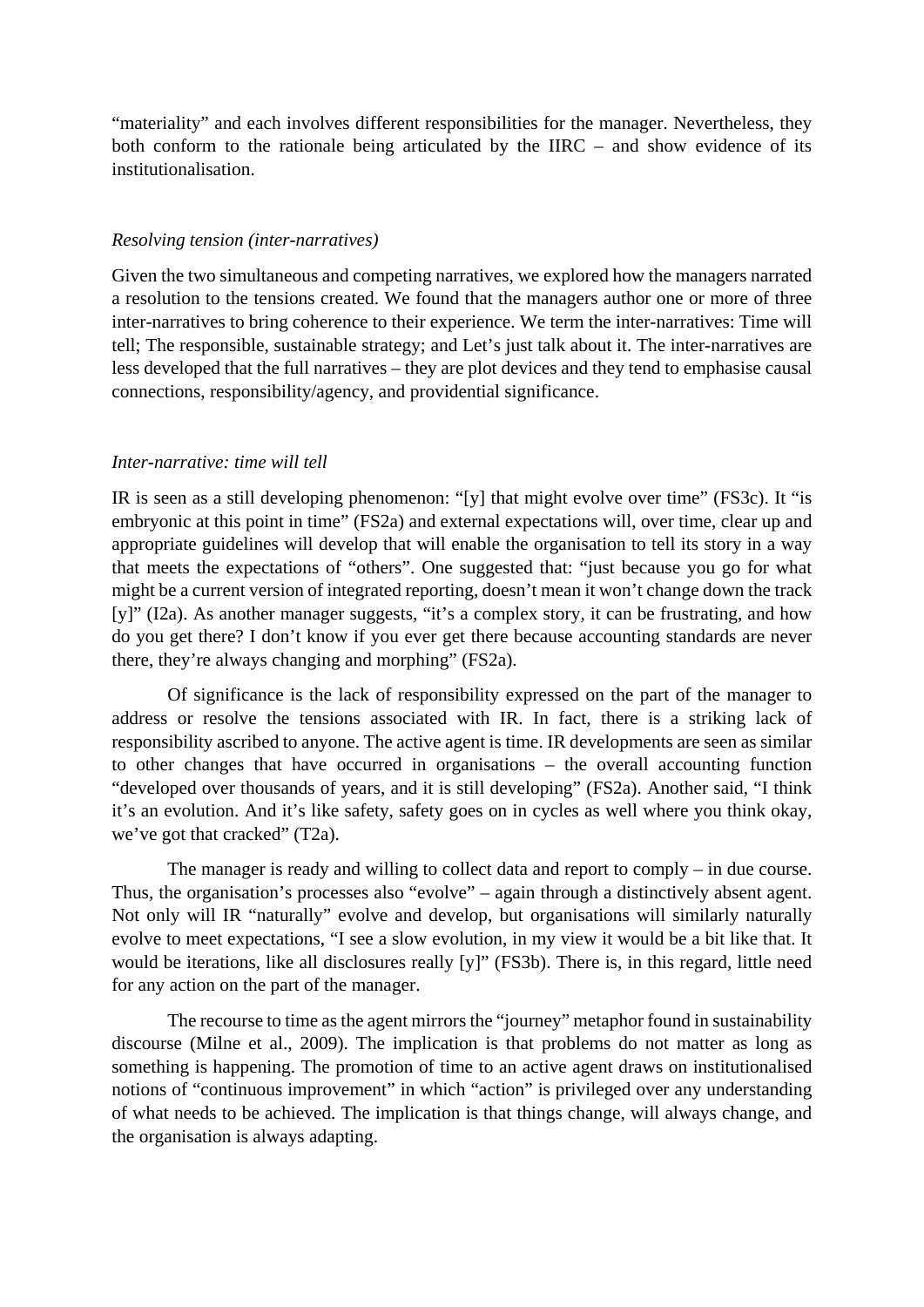"materiality" and each involves different responsibilities for the manager. Nevertheless, they both conform to the rationale being articulated by the IIRC – and show evidence of its institutionalisation.

*Resolving tension (inter-narratives)*

Given the two simultaneous and competing narratives, we explored how the managers narrated a resolution to the tensions created. We found that the managers author one or more of three inter-narratives to bring coherence to their experience. We term the inter-narratives: Time will tell; The responsible, sustainable strategy; and Let's just talk about it. The inter-narratives are less developed that the full narratives – they are plot devices and they tend to emphasise causal connections, responsibility/agency, and providential significance.

*Inter-narrative: time will tell*

IR is seen as a still developing phenomenon: "[y] that might evolve over time" (FS3c). It "is embryonic at this point in time" (FS2a) and external expectations will, over time, clear up and appropriate guidelines will develop that will enable the organisation to tell its story in a way that meets the expectations of "others". One suggested that: "just because you go for what might be a current version of integrated reporting, doesn't mean it won't change down the track [y]" (I2a). As another manager suggests, "it's a complex story, it can be frustrating, and how do you get there? I don't know if you ever get there because accounting standards are never there, they're always changing and morphing" (FS2a).

Of significance is the lack of responsibility expressed on the part of the manager to address or resolve the tensions associated with IR. In fact, there is a striking lack of responsibility ascribed to anyone. The active agent is time. IR developments are seen as similar to other changes that have occurred in organisations – the overall accounting function "developed over thousands of years, and it is still developing" (FS2a). Another said, "I think it's an evolution. And it's like safety, safety goes on in cycles as well where you think okay, we've got that cracked" (T2a).

The manager is ready and willing to collect data and report to comply – in due course. Thus, the organisation's processes also "evolve" – again through a distinctively absent agent. Not only will IR "naturally" evolve and develop, but organisations will similarly naturally evolve to meet expectations, "I see a slow evolution, in my view it would be a bit like that. It would be iterations, like all disclosures really [y]" (FS3b). There is, in this regard, little need for any action on the part of the manager.

The recourse to time as the agent mirrors the "journey" metaphor found in sustainability discourse (Milne et al., 2009). The implication is that problems do not matter as long as something is happening. The promotion of time to an active agent draws on institutionalised notions of "continuous improvement" in which "action" is privileged over any understanding of what needs to be achieved. The implication is that things change, will always change, and the organisation is always adapting.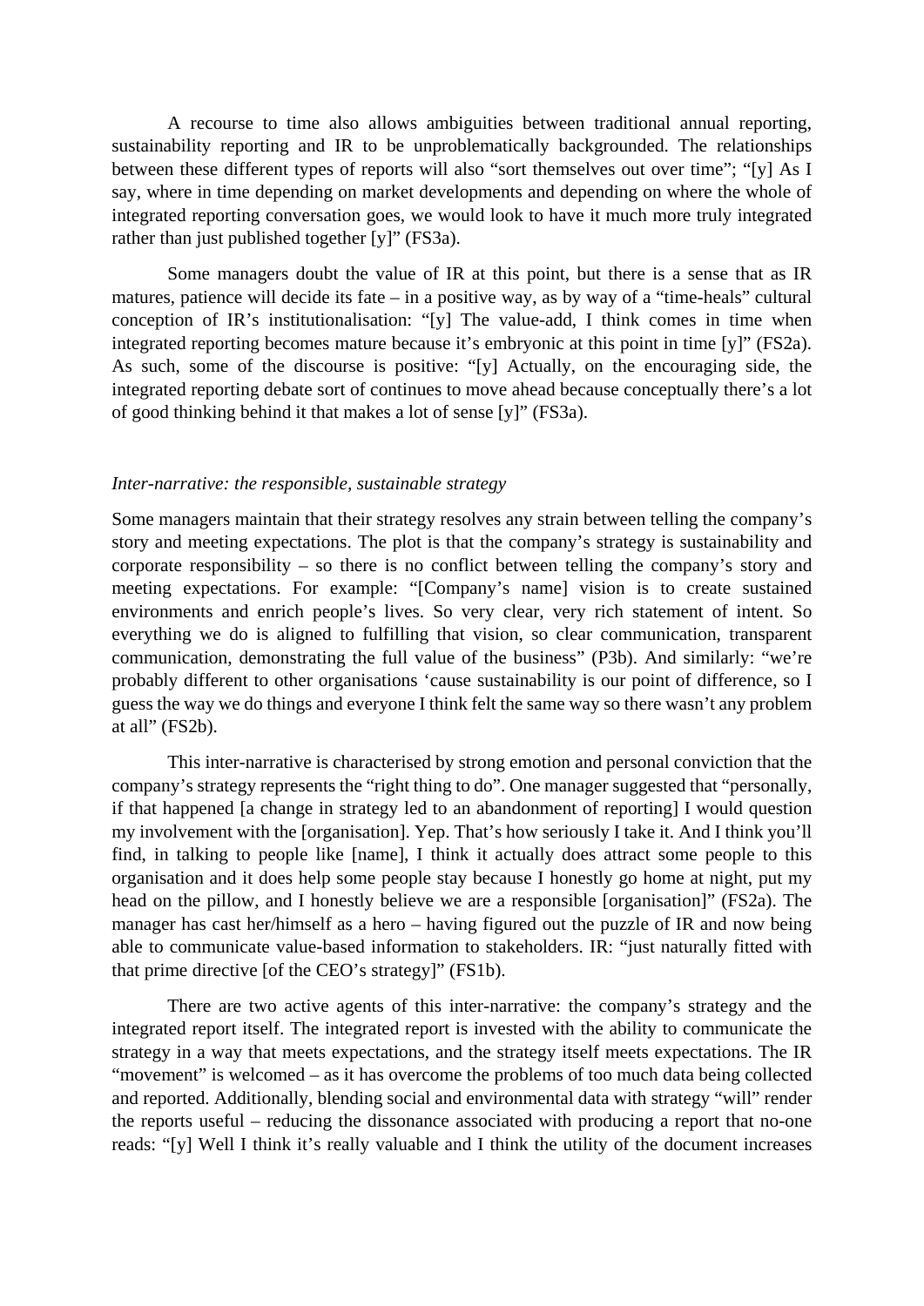A recourse to time also allows ambiguities between traditional annual reporting, sustainability reporting and IR to be unproblematically backgrounded. The relationships between these different types of reports will also "sort themselves out over time"; "[y] As I say, where in time depending on market developments and depending on where the whole of integrated reporting conversation goes, we would look to have it much more truly integrated rather than just published together [y]" (FS3a).

Some managers doubt the value of IR at this point, but there is a sense that as IR matures, patience will decide its fate – in a positive way, as by way of a "time-heals" cultural conception of IR's institutionalisation: "[y] The value-add, I think comes in time when integrated reporting becomes mature because it's embryonic at this point in time [y]" (FS2a). As such, some of the discourse is positive: "[y] Actually, on the encouraging side, the integrated reporting debate sort of continues to move ahead because conceptually there's a lot of good thinking behind it that makes a lot of sense [y]" (FS3a).

*Inter-narrative: the responsible, sustainable strategy*

Some managers maintain that their strategy resolves any strain between telling the company's story and meeting expectations. The plot is that the company's strategy is sustainability and corporate responsibility – so there is no conflict between telling the company's story and meeting expectations. For example: "[Company's name] vision is to create sustained environments and enrich people's lives. So very clear, very rich statement of intent. So everything we do is aligned to fulfilling that vision, so clear communication, transparent communication, demonstrating the full value of the business" (P3b). And similarly: "we're probably different to other organisations 'cause sustainability is our point of difference, so I guess the way we do things and everyone I think felt the same way so there wasn't any problem at all" (FS2b).

This inter-narrative is characterised by strong emotion and personal conviction that the company's strategy represents the "right thing to do". One manager suggested that "personally, if that happened [a change in strategy led to an abandonment of reporting] I would question my involvement with the [organisation]. Yep. That's how seriously I take it. And I think you'll find, in talking to people like [name], I think it actually does attract some people to this organisation and it does help some people stay because I honestly go home at night, put my head on the pillow, and I honestly believe we are a responsible [organisation]" (FS2a). The manager has cast her/himself as a hero – having figured out the puzzle of IR and now being able to communicate value-based information to stakeholders. IR: "just naturally fitted with that prime directive [of the CEO's strategy]" (FS1b).

There are two active agents of this inter-narrative: the company's strategy and the integrated report itself. The integrated report is invested with the ability to communicate the strategy in a way that meets expectations, and the strategy itself meets expectations. The IR "movement" is welcomed – as it has overcome the problems of too much data being collected and reported. Additionally, blending social and environmental data with strategy "will" render the reports useful – reducing the dissonance associated with producing a report that no-one reads: "[y] Well I think it's really valuable and I think the utility of the document increases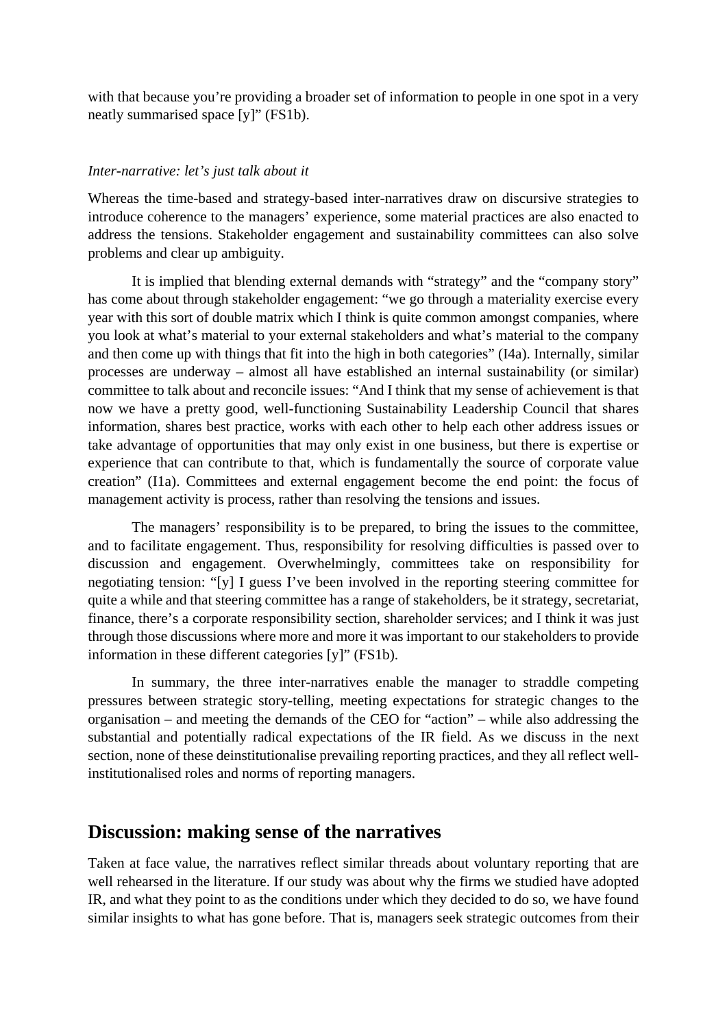with that because you're providing a broader set of information to people in one spot in a very neatly summarised space [y]" (FS1b).

*Inter-narrative: let's just talk about it*

Whereas the time-based and strategy-based inter-narratives draw on discursive strategies to introduce coherence to the managers' experience, some material practices are also enacted to address the tensions. Stakeholder engagement and sustainability committees can also solve problems and clear up ambiguity.

It is implied that blending external demands with "strategy" and the "company story" has come about through stakeholder engagement: "we go through a materiality exercise every year with this sort of double matrix which I think is quite common amongst companies, where you look at what's material to your external stakeholders and what's material to the company and then come up with things that fit into the high in both categories" (I4a). Internally, similar processes are underway – almost all have established an internal sustainability (or similar) committee to talk about and reconcile issues: "And I think that my sense of achievement is that now we have a pretty good, well-functioning Sustainability Leadership Council that shares information, shares best practice, works with each other to help each other address issues or take advantage of opportunities that may only exist in one business, but there is expertise or experience that can contribute to that, which is fundamentally the source of corporate value creation" (I1a). Committees and external engagement become the end point: the focus of management activity is process, rather than resolving the tensions and issues.

The managers' responsibility is to be prepared, to bring the issues to the committee, and to facilitate engagement. Thus, responsibility for resolving difficulties is passed over to discussion and engagement. Overwhelmingly, committees take on responsibility for negotiating tension: "[y] I guess I've been involved in the reporting steering committee for quite a while and that steering committee has a range of stakeholders, be it strategy, secretariat, finance, there's a corporate responsibility section, shareholder services; and I think it was just through those discussions where more and more it was important to our stakeholders to provide information in these different categories [y]" (FS1b).

In summary, the three inter-narratives enable the manager to straddle competing pressures between strategic story-telling, meeting expectations for strategic changes to the organisation – and meeting the demands of the CEO for "action" – while also addressing the substantial and potentially radical expectations of the IR field. As we discuss in the next section, none of these deinstitutionalise prevailing reporting practices, and they all reflect well-institutionalised roles and norms of reporting managers.

## Discussion: making sense of the narratives

Taken at face value, the narratives reflect similar threads about voluntary reporting that are well rehearsed in the literature. If our study was about why the firms we studied have adopted IR, and what they point to as the conditions under which they decided to do so, we have found similar insights to what has gone before. That is, managers seek strategic outcomes from their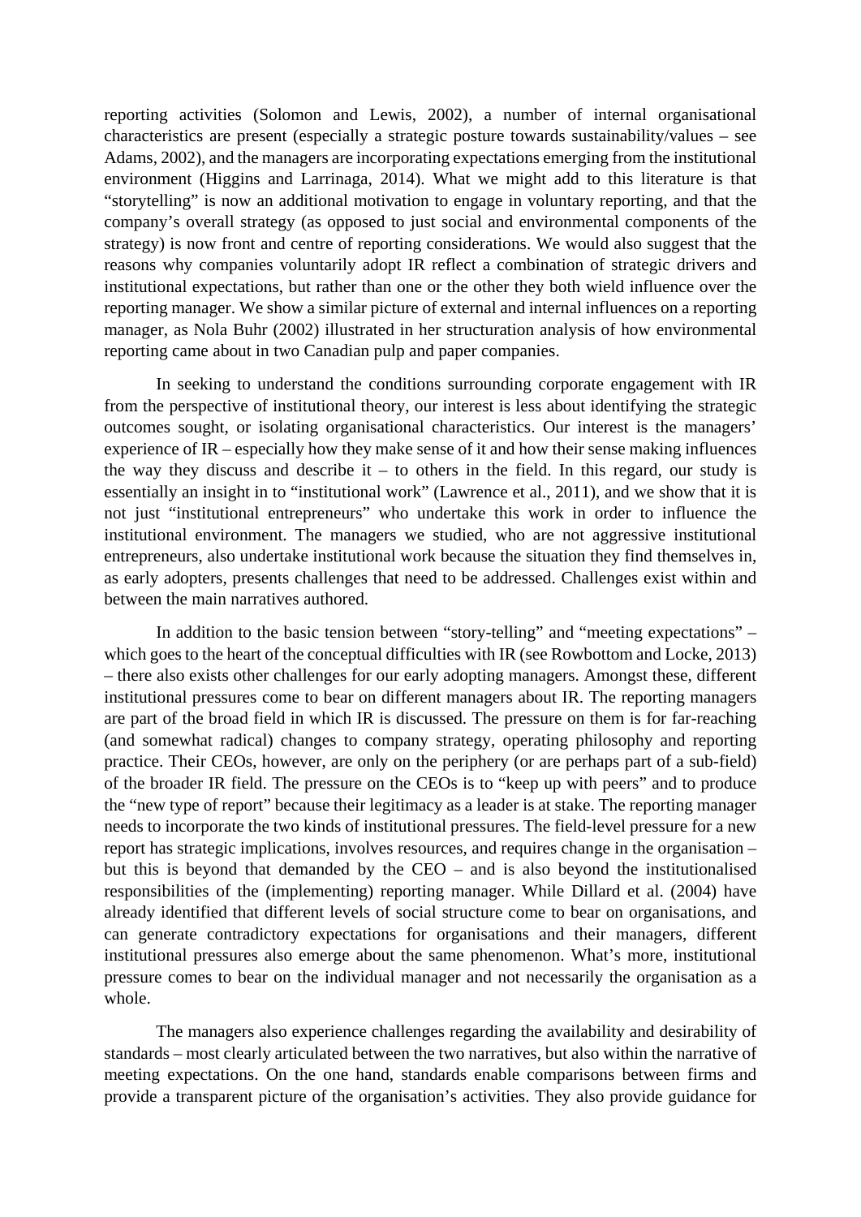reporting activities (Solomon and Lewis, 2002), a number of internal organisational characteristics are present (especially a strategic posture towards sustainability/values – see Adams, 2002), and the managers are incorporating expectations emerging from the institutional environment (Higgins and Larrinaga, 2014). What we might add to this literature is that "storytelling" is now an additional motivation to engage in voluntary reporting, and that the company's overall strategy (as opposed to just social and environmental components of the strategy) is now front and centre of reporting considerations. We would also suggest that the reasons why companies voluntarily adopt IR reflect a combination of strategic drivers and institutional expectations, but rather than one or the other they both wield influence over the reporting manager. We show a similar picture of external and internal influences on a reporting manager, as Nola Buhr (2002) illustrated in her structuration analysis of how environmental reporting came about in two Canadian pulp and paper companies.

In seeking to understand the conditions surrounding corporate engagement with IR from the perspective of institutional theory, our interest is less about identifying the strategic outcomes sought, or isolating organisational characteristics. Our interest is the managers' experience of IR – especially how they make sense of it and how their sense making influences the way they discuss and describe it – to others in the field. In this regard, our study is essentially an insight in to "institutional work" (Lawrence et al., 2011), and we show that it is not just "institutional entrepreneurs" who undertake this work in order to influence the institutional environment. The managers we studied, who are not aggressive institutional entrepreneurs, also undertake institutional work because the situation they find themselves in, as early adopters, presents challenges that need to be addressed. Challenges exist within and between the main narratives authored.

In addition to the basic tension between "story-telling" and "meeting expectations" – which goes to the heart of the conceptual difficulties with IR (see Rowbottom and Locke, 2013) – there also exists other challenges for our early adopting managers. Amongst these, different institutional pressures come to bear on different managers about IR. The reporting managers are part of the broad field in which IR is discussed. The pressure on them is for far-reaching (and somewhat radical) changes to company strategy, operating philosophy and reporting practice. Their CEOs, however, are only on the periphery (or are perhaps part of a sub-field) of the broader IR field. The pressure on the CEOs is to "keep up with peers" and to produce the "new type of report" because their legitimacy as a leader is at stake. The reporting manager needs to incorporate the two kinds of institutional pressures. The field-level pressure for a new report has strategic implications, involves resources, and requires change in the organisation – but this is beyond that demanded by the CEO – and is also beyond the institutionalised responsibilities of the (implementing) reporting manager. While Dillard et al. (2004) have already identified that different levels of social structure come to bear on organisations, and can generate contradictory expectations for organisations and their managers, different institutional pressures also emerge about the same phenomenon. What's more, institutional pressure comes to bear on the individual manager and not necessarily the organisation as a whole.

The managers also experience challenges regarding the availability and desirability of standards – most clearly articulated between the two narratives, but also within the narrative of meeting expectations. On the one hand, standards enable comparisons between firms and provide a transparent picture of the organisation's activities. They also provide guidance for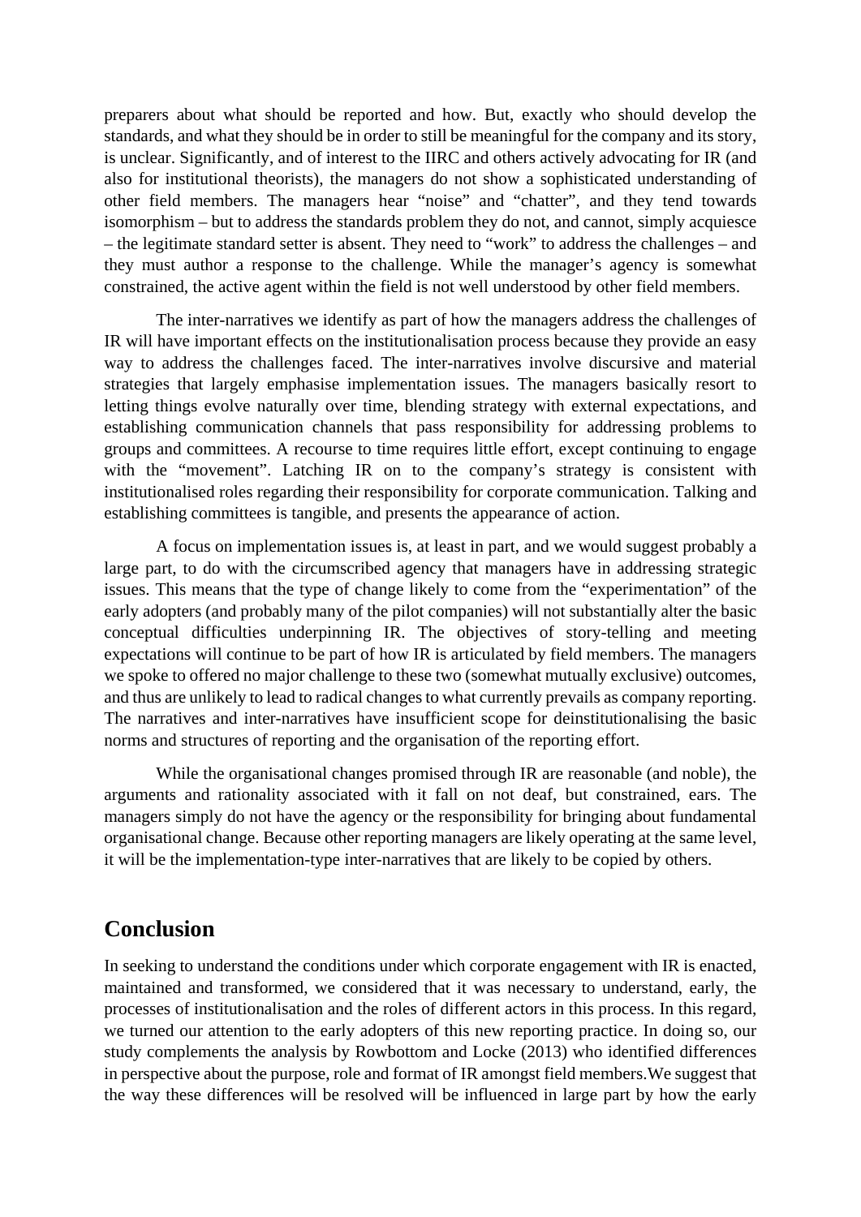preparers about what should be reported and how. But, exactly who should develop the standards, and what they should be in order to still be meaningful for the company and its story, is unclear. Significantly, and of interest to the IIRC and others actively advocating for IR (and also for institutional theorists), the managers do not show a sophisticated understanding of other field members. The managers hear "noise" and "chatter", and they tend towards isomorphism – but to address the standards problem they do not, and cannot, simply acquiesce – the legitimate standard setter is absent. They need to "work" to address the challenges – and they must author a response to the challenge. While the manager's agency is somewhat constrained, the active agent within the field is not well understood by other field members.

The inter-narratives we identify as part of how the managers address the challenges of IR will have important effects on the institutionalisation process because they provide an easy way to address the challenges faced. The inter-narratives involve discursive and material strategies that largely emphasise implementation issues. The managers basically resort to letting things evolve naturally over time, blending strategy with external expectations, and establishing communication channels that pass responsibility for addressing problems to groups and committees. A recourse to time requires little effort, except continuing to engage with the "movement". Latching IR on to the company's strategy is consistent with institutionalised roles regarding their responsibility for corporate communication. Talking and establishing committees is tangible, and presents the appearance of action.

A focus on implementation issues is, at least in part, and we would suggest probably a large part, to do with the circumscribed agency that managers have in addressing strategic issues. This means that the type of change likely to come from the "experimentation" of the early adopters (and probably many of the pilot companies) will not substantially alter the basic conceptual difficulties underpinning IR. The objectives of story-telling and meeting expectations will continue to be part of how IR is articulated by field members. The managers we spoke to offered no major challenge to these two (somewhat mutually exclusive) outcomes, and thus are unlikely to lead to radical changes to what currently prevails as company reporting. The narratives and inter-narratives have insufficient scope for deinstitutionalising the basic norms and structures of reporting and the organisation of the reporting effort.

While the organisational changes promised through IR are reasonable (and noble), the arguments and rationality associated with it fall on not deaf, but constrained, ears. The managers simply do not have the agency or the responsibility for bringing about fundamental organisational change. Because other reporting managers are likely operating at the same level, it will be the implementation-type inter-narratives that are likely to be copied by others.

## Conclusion

In seeking to understand the conditions under which corporate engagement with IR is enacted, maintained and transformed, we considered that it was necessary to understand, early, the processes of institutionalisation and the roles of different actors in this process. In this regard, we turned our attention to the early adopters of this new reporting practice. In doing so, our study complements the analysis by Rowbottom and Locke (2013) who identified differences in perspective about the purpose, role and format of IR amongst field members.We suggest that the way these differences will be resolved will be influenced in large part by how the early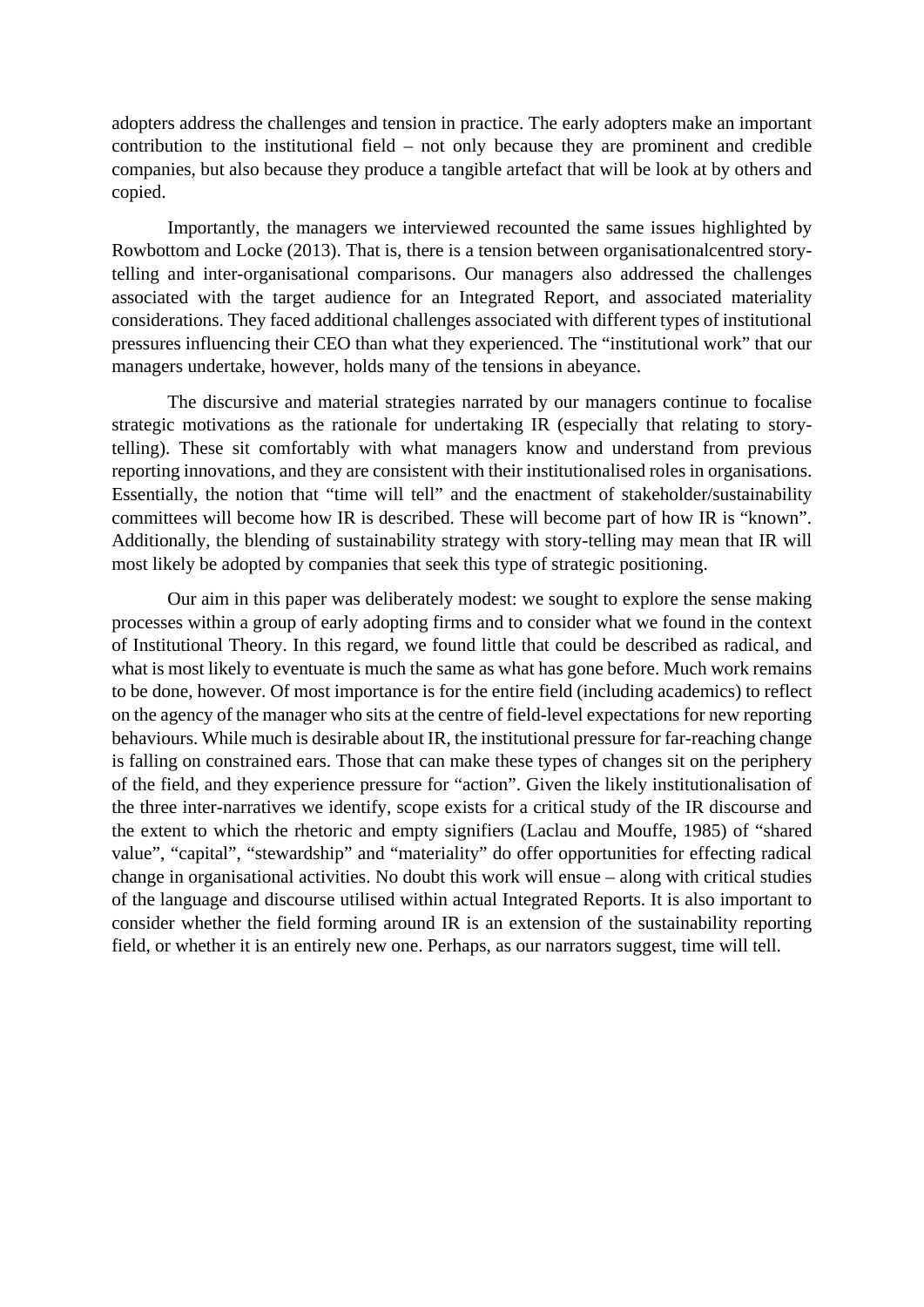adopters address the challenges and tension in practice. The early adopters make an important contribution to the institutional field – not only because they are prominent and credible companies, but also because they produce a tangible artefact that will be look at by others and copied.

Importantly, the managers we interviewed recounted the same issues highlighted by Rowbottom and Locke (2013). That is, there is a tension between organisationalcentred story-telling and inter-organisational comparisons. Our managers also addressed the challenges associated with the target audience for an Integrated Report, and associated materiality considerations. They faced additional challenges associated with different types of institutional pressures influencing their CEO than what they experienced. The "institutional work" that our managers undertake, however, holds many of the tensions in abeyance.

The discursive and material strategies narrated by our managers continue to focalise strategic motivations as the rationale for undertaking IR (especially that relating to story-telling). These sit comfortably with what managers know and understand from previous reporting innovations, and they are consistent with their institutionalised roles in organisations. Essentially, the notion that "time will tell" and the enactment of stakeholder/sustainability committees will become how IR is described. These will become part of how IR is "known". Additionally, the blending of sustainability strategy with story-telling may mean that IR will most likely be adopted by companies that seek this type of strategic positioning.

Our aim in this paper was deliberately modest: we sought to explore the sense making processes within a group of early adopting firms and to consider what we found in the context of Institutional Theory. In this regard, we found little that could be described as radical, and what is most likely to eventuate is much the same as what has gone before. Much work remains to be done, however. Of most importance is for the entire field (including academics) to reflect on the agency of the manager who sits at the centre of field-level expectations for new reporting behaviours. While much is desirable about IR, the institutional pressure for far-reaching change is falling on constrained ears. Those that can make these types of changes sit on the periphery of the field, and they experience pressure for "action". Given the likely institutionalisation of the three inter-narratives we identify, scope exists for a critical study of the IR discourse and the extent to which the rhetoric and empty signifiers (Laclau and Mouffe, 1985) of "shared value", "capital", "stewardship" and "materiality" do offer opportunities for effecting radical change in organisational activities. No doubt this work will ensue – along with critical studies of the language and discourse utilised within actual Integrated Reports. It is also important to consider whether the field forming around IR is an extension of the sustainability reporting field, or whether it is an entirely new one. Perhaps, as our narrators suggest, time will tell.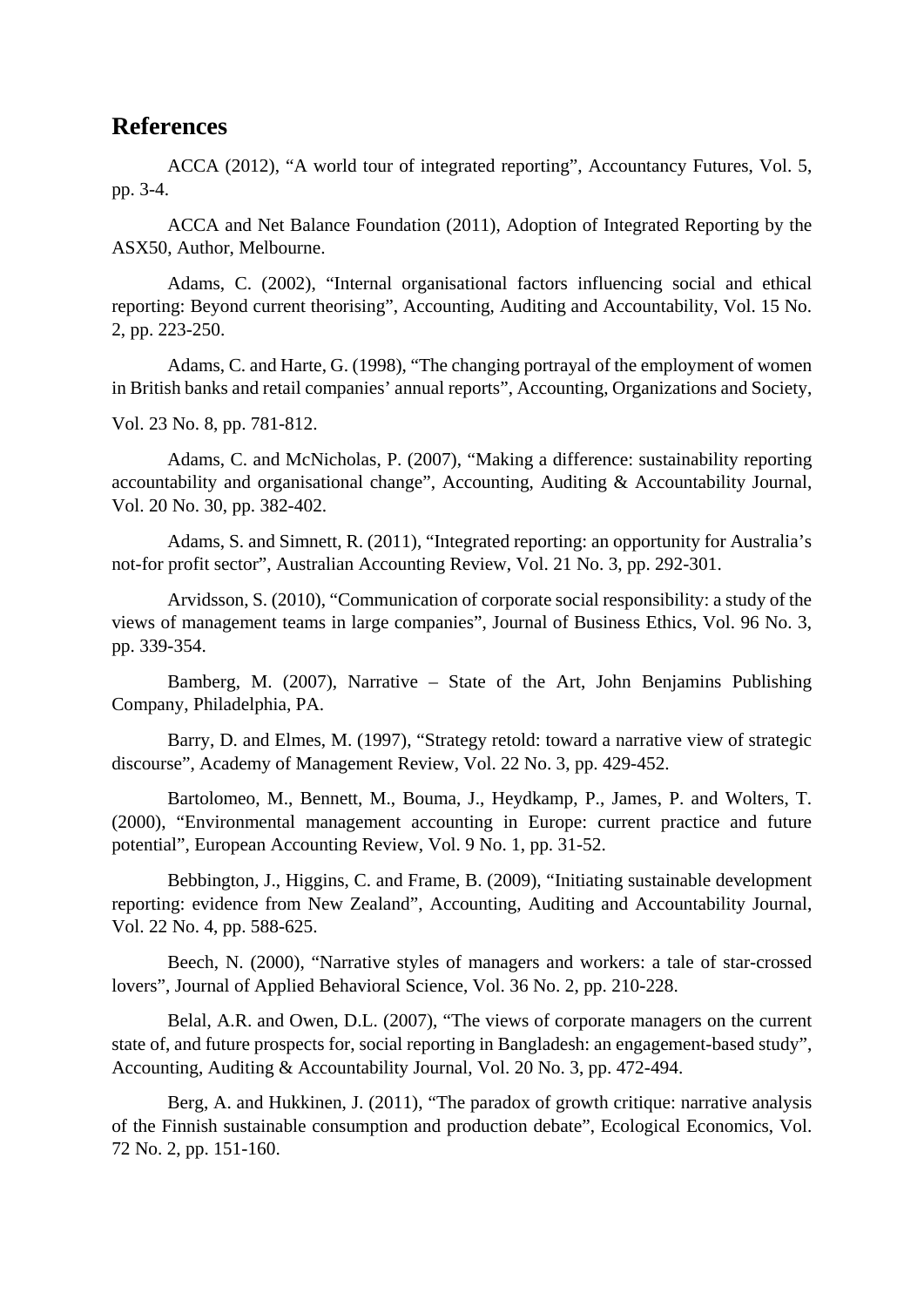## References

ACCA (2012), “A world tour of integrated reporting”, Accountancy Futures, Vol. 5, pp. 3-4.

ACCA and Net Balance Foundation (2011), Adoption of Integrated Reporting by the ASX50, Author, Melbourne.

Adams, C. (2002), “Internal organisational factors influencing social and ethical reporting: Beyond current theorising”, Accounting, Auditing and Accountability, Vol. 15 No. 2, pp. 223-250.

Adams, C. and Harte, G. (1998), “The changing portrayal of the employment of women in British banks and retail companies’ annual reports”, Accounting, Organizations and Society, Vol. 23 No. 8, pp. 781-812.

Adams, C. and McNicholas, P. (2007), “Making a difference: sustainability reporting accountability and organisational change”, Accounting, Auditing & Accountability Journal, Vol. 20 No. 30, pp. 382-402.

Adams, S. and Simnett, R. (2011), “Integrated reporting: an opportunity for Australia’s not-for profit sector”, Australian Accounting Review, Vol. 21 No. 3, pp. 292-301.

Arvidsson, S. (2010), “Communication of corporate social responsibility: a study of the views of management teams in large companies”, Journal of Business Ethics, Vol. 96 No. 3, pp. 339-354.

Bamberg, M. (2007), Narrative – State of the Art, John Benjamins Publishing Company, Philadelphia, PA.

Barry, D. and Elmes, M. (1997), “Strategy retold: toward a narrative view of strategic discourse”, Academy of Management Review, Vol. 22 No. 3, pp. 429-452.

Bartolomeo, M., Bennett, M., Bouma, J., Heydkamp, P., James, P. and Wolters, T. (2000), “Environmental management accounting in Europe: current practice and future potential”, European Accounting Review, Vol. 9 No. 1, pp. 31-52.

Bebbington, J., Higgins, C. and Frame, B. (2009), “Initiating sustainable development reporting: evidence from New Zealand”, Accounting, Auditing and Accountability Journal, Vol. 22 No. 4, pp. 588-625.

Beech, N. (2000), “Narrative styles of managers and workers: a tale of star-crossed lovers”, Journal of Applied Behavioral Science, Vol. 36 No. 2, pp. 210-228.

Belal, A.R. and Owen, D.L. (2007), “The views of corporate managers on the current state of, and future prospects for, social reporting in Bangladesh: an engagement-based study”, Accounting, Auditing & Accountability Journal, Vol. 20 No. 3, pp. 472-494.

Berg, A. and Hukkinen, J. (2011), “The paradox of growth critique: narrative analysis of the Finnish sustainable consumption and production debate”, Ecological Economics, Vol. 72 No. 2, pp. 151-160.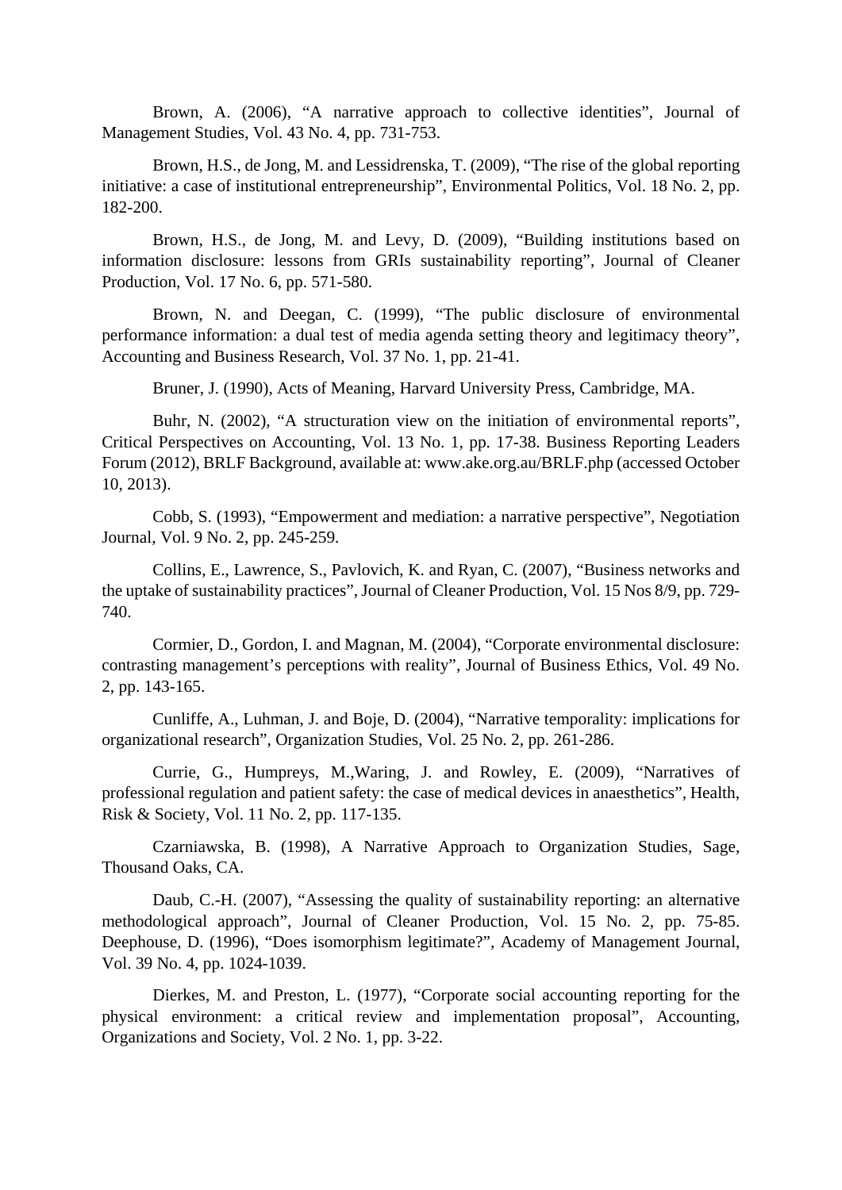Brown, A. (2006), “A narrative approach to collective identities”, Journal of Management Studies, Vol. 43 No. 4, pp. 731-753.

Brown, H.S., de Jong, M. and Lessidrenska, T. (2009), “The rise of the global reporting initiative: a case of institutional entrepreneurship”, Environmental Politics, Vol. 18 No. 2, pp. 182-200.

Brown, H.S., de Jong, M. and Levy, D. (2009), “Building institutions based on information disclosure: lessons from GRIs sustainability reporting”, Journal of Cleaner Production, Vol. 17 No. 6, pp. 571-580.

Brown, N. and Deegan, C. (1999), “The public disclosure of environmental performance information: a dual test of media agenda setting theory and legitimacy theory”, Accounting and Business Research, Vol. 37 No. 1, pp. 21-41.

Bruner, J. (1990), Acts of Meaning, Harvard University Press, Cambridge, MA.

Buhr, N. (2002), “A structuration view on the initiation of environmental reports”, Critical Perspectives on Accounting, Vol. 13 No. 1, pp. 17-38. Business Reporting Leaders Forum (2012), BRLF Background, available at: www.ake.org.au/BRLF.php (accessed October 10, 2013).

Cobb, S. (1993), “Empowerment and mediation: a narrative perspective”, Negotiation Journal, Vol. 9 No. 2, pp. 245-259.

Collins, E., Lawrence, S., Pavlovich, K. and Ryan, C. (2007), “Business networks and the uptake of sustainability practices”, Journal of Cleaner Production, Vol. 15 Nos 8/9, pp. 729-740.

Cormier, D., Gordon, I. and Magnan, M. (2004), “Corporate environmental disclosure: contrasting management’s perceptions with reality”, Journal of Business Ethics, Vol. 49 No. 2, pp. 143-165.

Cunliffe, A., Luhman, J. and Boje, D. (2004), “Narrative temporality: implications for organizational research”, Organization Studies, Vol. 25 No. 2, pp. 261-286.

Currie, G., Humpreys, M.,Waring, J. and Rowley, E. (2009), “Narratives of professional regulation and patient safety: the case of medical devices in anaesthetics”, Health, Risk & Society, Vol. 11 No. 2, pp. 117-135.

Czarniawska, B. (1998), A Narrative Approach to Organization Studies, Sage, Thousand Oaks, CA.

Daub, C.-H. (2007), “Assessing the quality of sustainability reporting: an alternative methodological approach”, Journal of Cleaner Production, Vol. 15 No. 2, pp. 75-85. Deephouse, D. (1996), “Does isomorphism legitimate?”, Academy of Management Journal, Vol. 39 No. 4, pp. 1024-1039.

Dierkes, M. and Preston, L. (1977), “Corporate social accounting reporting for the physical environment: a critical review and implementation proposal”, Accounting, Organizations and Society, Vol. 2 No. 1, pp. 3-22.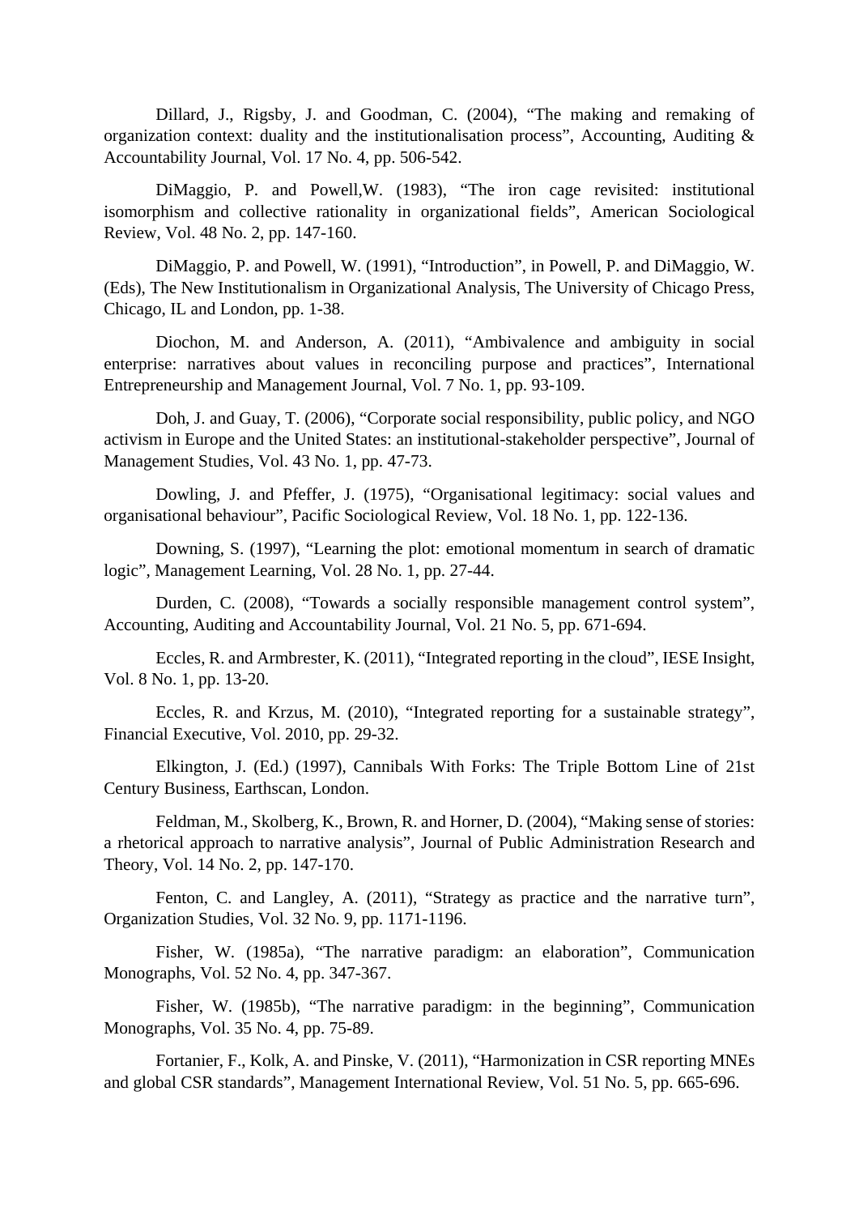Dillard, J., Rigsby, J. and Goodman, C. (2004), “The making and remaking of organization context: duality and the institutionalisation process”, Accounting, Auditing & Accountability Journal, Vol. 17 No. 4, pp. 506-542.

DiMaggio, P. and Powell,W. (1983), “The iron cage revisited: institutional isomorphism and collective rationality in organizational fields”, American Sociological Review, Vol. 48 No. 2, pp. 147-160.

DiMaggio, P. and Powell, W. (1991), “Introduction”, in Powell, P. and DiMaggio, W. (Eds), The New Institutionalism in Organizational Analysis, The University of Chicago Press, Chicago, IL and London, pp. 1-38.

Diochon, M. and Anderson, A. (2011), “Ambivalence and ambiguity in social enterprise: narratives about values in reconciling purpose and practices”, International Entrepreneurship and Management Journal, Vol. 7 No. 1, pp. 93-109.

Doh, J. and Guay, T. (2006), “Corporate social responsibility, public policy, and NGO activism in Europe and the United States: an institutional-stakeholder perspective”, Journal of Management Studies, Vol. 43 No. 1, pp. 47-73.

Dowling, J. and Pfeffer, J. (1975), “Organisational legitimacy: social values and organisational behaviour”, Pacific Sociological Review, Vol. 18 No. 1, pp. 122-136.

Downing, S. (1997), “Learning the plot: emotional momentum in search of dramatic logic”, Management Learning, Vol. 28 No. 1, pp. 27-44.

Durden, C. (2008), “Towards a socially responsible management control system”, Accounting, Auditing and Accountability Journal, Vol. 21 No. 5, pp. 671-694.

Eccles, R. and Armbrester, K. (2011), “Integrated reporting in the cloud”, IESE Insight, Vol. 8 No. 1, pp. 13-20.

Eccles, R. and Krzus, M. (2010), “Integrated reporting for a sustainable strategy”, Financial Executive, Vol. 2010, pp. 29-32.

Elkington, J. (Ed.) (1997), Cannibals With Forks: The Triple Bottom Line of 21st Century Business, Earthscan, London.

Feldman, M., Skolberg, K., Brown, R. and Horner, D. (2004), “Making sense of stories: a rhetorical approach to narrative analysis”, Journal of Public Administration Research and Theory, Vol. 14 No. 2, pp. 147-170.

Fenton, C. and Langley, A. (2011), “Strategy as practice and the narrative turn”, Organization Studies, Vol. 32 No. 9, pp. 1171-1196.

Fisher, W. (1985a), “The narrative paradigm: an elaboration”, Communication Monographs, Vol. 52 No. 4, pp. 347-367.

Fisher, W. (1985b), “The narrative paradigm: in the beginning”, Communication Monographs, Vol. 35 No. 4, pp. 75-89.

Fortanier, F., Kolk, A. and Pinske, V. (2011), “Harmonization in CSR reporting MNEs and global CSR standards”, Management International Review, Vol. 51 No. 5, pp. 665-696.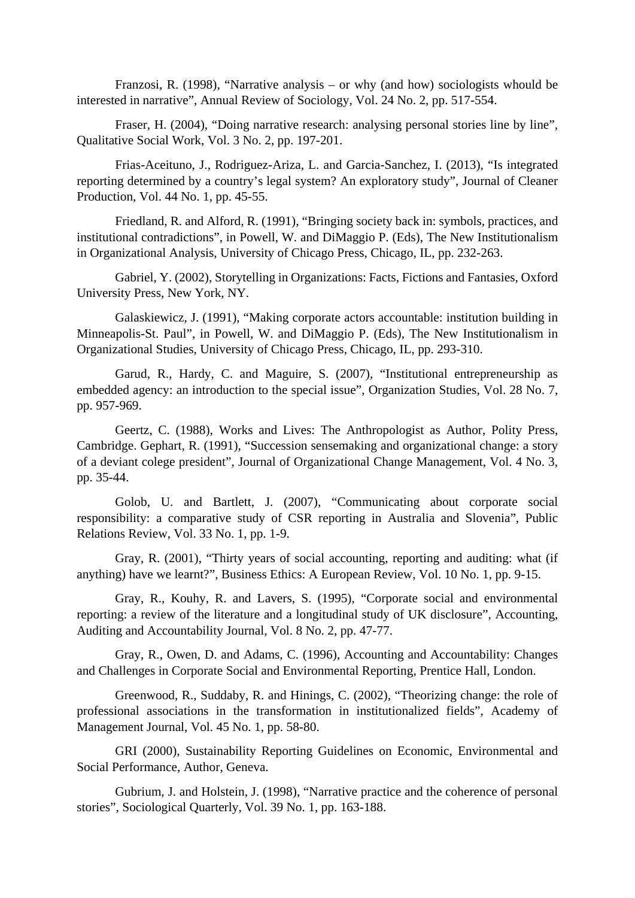Franzosi, R. (1998), “Narrative analysis – or why (and how) sociologists whould be interested in narrative”, Annual Review of Sociology, Vol. 24 No. 2, pp. 517-554.

Fraser, H. (2004), “Doing narrative research: analysing personal stories line by line”, Qualitative Social Work, Vol. 3 No. 2, pp. 197-201.

Frias-Aceituno, J., Rodriguez-Ariza, L. and Garcia-Sanchez, I. (2013), “Is integrated reporting determined by a country’s legal system? An exploratory study”, Journal of Cleaner Production, Vol. 44 No. 1, pp. 45-55.

Friedland, R. and Alford, R. (1991), “Bringing society back in: symbols, practices, and institutional contradictions”, in Powell, W. and DiMaggio P. (Eds), The New Institutionalism in Organizational Analysis, University of Chicago Press, Chicago, IL, pp. 232-263.

Gabriel, Y. (2002), Storytelling in Organizations: Facts, Fictions and Fantasies, Oxford University Press, New York, NY.

Galaskiewicz, J. (1991), “Making corporate actors accountable: institution building in Minneapolis-St. Paul”, in Powell, W. and DiMaggio P. (Eds), The New Institutionalism in Organizational Studies, University of Chicago Press, Chicago, IL, pp. 293-310.

Garud, R., Hardy, C. and Maguire, S. (2007), “Institutional entrepreneurship as embedded agency: an introduction to the special issue”, Organization Studies, Vol. 28 No. 7, pp. 957-969.

Geertz, C. (1988), Works and Lives: The Anthropologist as Author, Polity Press, Cambridge. Gephart, R. (1991), “Succession sensemaking and organizational change: a story of a deviant colege president”, Journal of Organizational Change Management, Vol. 4 No. 3, pp. 35-44.

Golob, U. and Bartlett, J. (2007), “Communicating about corporate social responsibility: a comparative study of CSR reporting in Australia and Slovenia”, Public Relations Review, Vol. 33 No. 1, pp. 1-9.

Gray, R. (2001), “Thirty years of social accounting, reporting and auditing: what (if anything) have we learnt?”, Business Ethics: A European Review, Vol. 10 No. 1, pp. 9-15.

Gray, R., Kouhy, R. and Lavers, S. (1995), “Corporate social and environmental reporting: a review of the literature and a longitudinal study of UK disclosure”, Accounting, Auditing and Accountability Journal, Vol. 8 No. 2, pp. 47-77.

Gray, R., Owen, D. and Adams, C. (1996), Accounting and Accountability: Changes and Challenges in Corporate Social and Environmental Reporting, Prentice Hall, London.

Greenwood, R., Suddaby, R. and Hinings, C. (2002), “Theorizing change: the role of professional associations in the transformation in institutionalized fields”, Academy of Management Journal, Vol. 45 No. 1, pp. 58-80.

GRI (2000), Sustainability Reporting Guidelines on Economic, Environmental and Social Performance, Author, Geneva.

Gubrium, J. and Holstein, J. (1998), “Narrative practice and the coherence of personal stories”, Sociological Quarterly, Vol. 39 No. 1, pp. 163-188.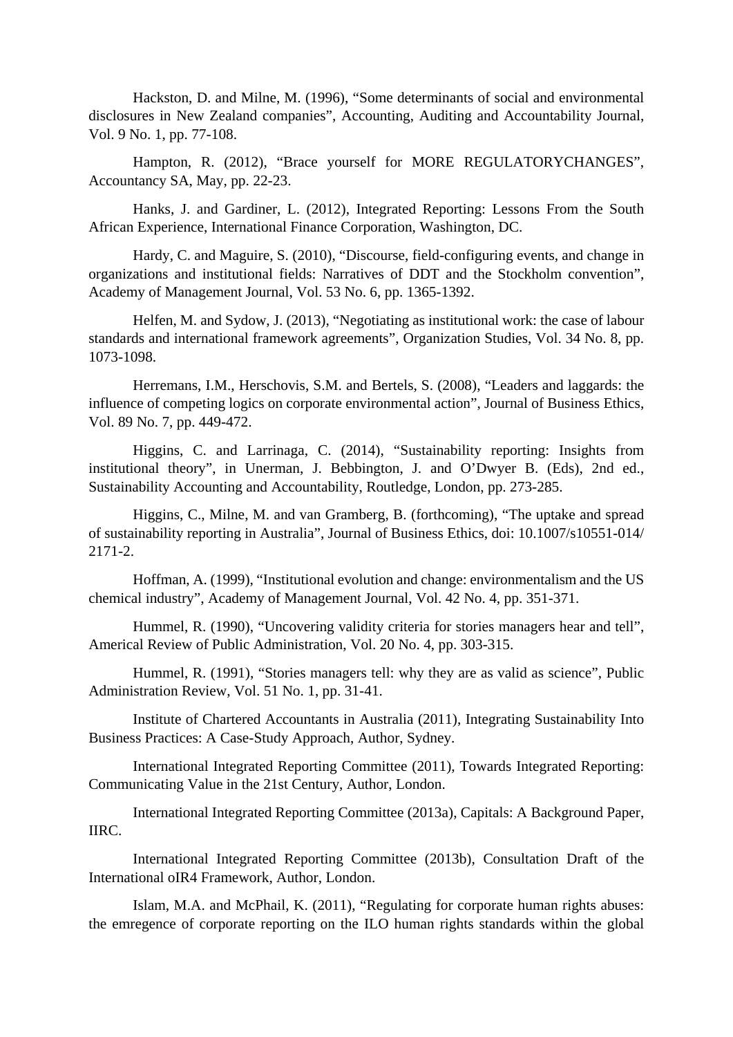Hackston, D. and Milne, M. (1996), “Some determinants of social and environmental disclosures in New Zealand companies”, Accounting, Auditing and Accountability Journal, Vol. 9 No. 1, pp. 77-108.

Hampton, R. (2012), “Brace yourself for MORE REGULATORYCHANGES”, Accountancy SA, May, pp. 22-23.

Hanks, J. and Gardiner, L. (2012), Integrated Reporting: Lessons From the South African Experience, International Finance Corporation, Washington, DC.

Hardy, C. and Maguire, S. (2010), “Discourse, field-configuring events, and change in organizations and institutional fields: Narratives of DDT and the Stockholm convention”, Academy of Management Journal, Vol. 53 No. 6, pp. 1365-1392.

Helfen, M. and Sydow, J. (2013), “Negotiating as institutional work: the case of labour standards and international framework agreements”, Organization Studies, Vol. 34 No. 8, pp. 1073-1098.

Herremans, I.M., Herschovis, S.M. and Bertels, S. (2008), “Leaders and laggards: the influence of competing logics on corporate environmental action”, Journal of Business Ethics, Vol. 89 No. 7, pp. 449-472.

Higgins, C. and Larrinaga, C. (2014), “Sustainability reporting: Insights from institutional theory”, in Unerman, J. Bebbington, J. and O’Dwyer B. (Eds), 2nd ed., Sustainability Accounting and Accountability, Routledge, London, pp. 273-285.

Higgins, C., Milne, M. and van Gramberg, B. (forthcoming), “The uptake and spread of sustainability reporting in Australia”, Journal of Business Ethics, doi: 10.1007/s10551-014/ 2171-2.

Hoffman, A. (1999), “Institutional evolution and change: environmentalism and the US chemical industry”, Academy of Management Journal, Vol. 42 No. 4, pp. 351-371.

Hummel, R. (1990), “Uncovering validity criteria for stories managers hear and tell”, Americal Review of Public Administration, Vol. 20 No. 4, pp. 303-315.

Hummel, R. (1991), “Stories managers tell: why they are as valid as science”, Public Administration Review, Vol. 51 No. 1, pp. 31-41.

Institute of Chartered Accountants in Australia (2011), Integrating Sustainability Into Business Practices: A Case-Study Approach, Author, Sydney.

International Integrated Reporting Committee (2011), Towards Integrated Reporting: Communicating Value in the 21st Century, Author, London.

International Integrated Reporting Committee (2013a), Capitals: A Background Paper, IIRC.

International Integrated Reporting Committee (2013b), Consultation Draft of the International oIR4 Framework, Author, London.

Islam, M.A. and McPhail, K. (2011), “Regulating for corporate human rights abuses: the emregence of corporate reporting on the ILO human rights standards within the global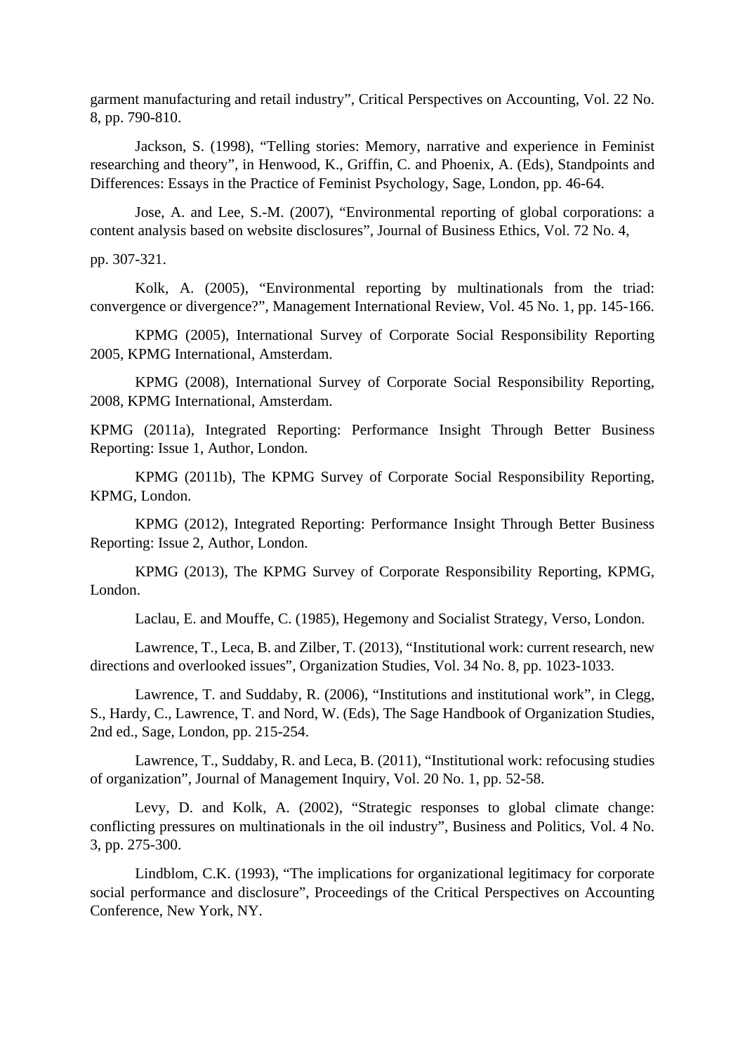garment manufacturing and retail industry", Critical Perspectives on Accounting, Vol. 22 No. 8, pp. 790-810.

Jackson, S. (1998), "Telling stories: Memory, narrative and experience in Feminist researching and theory", in Henwood, K., Griffin, C. and Phoenix, A. (Eds), Standpoints and Differences: Essays in the Practice of Feminist Psychology, Sage, London, pp. 46-64.

Jose, A. and Lee, S.-M. (2007), "Environmental reporting of global corporations: a content analysis based on website disclosures", Journal of Business Ethics, Vol. 72 No. 4,

pp. 307-321.

Kolk, A. (2005), "Environmental reporting by multinationals from the triad: convergence or divergence?", Management International Review, Vol. 45 No. 1, pp. 145-166.

KPMG (2005), International Survey of Corporate Social Responsibility Reporting 2005, KPMG International, Amsterdam.

KPMG (2008), International Survey of Corporate Social Responsibility Reporting, 2008, KPMG International, Amsterdam.

KPMG (2011a), Integrated Reporting: Performance Insight Through Better Business Reporting: Issue 1, Author, London.

KPMG (2011b), The KPMG Survey of Corporate Social Responsibility Reporting, KPMG, London.

KPMG (2012), Integrated Reporting: Performance Insight Through Better Business Reporting: Issue 2, Author, London.

KPMG (2013), The KPMG Survey of Corporate Responsibility Reporting, KPMG, London.

Laclau, E. and Mouffe, C. (1985), Hegemony and Socialist Strategy, Verso, London.

Lawrence, T., Leca, B. and Zilber, T. (2013), "Institutional work: current research, new directions and overlooked issues", Organization Studies, Vol. 34 No. 8, pp. 1023-1033.

Lawrence, T. and Suddaby, R. (2006), "Institutions and institutional work", in Clegg, S., Hardy, C., Lawrence, T. and Nord, W. (Eds), The Sage Handbook of Organization Studies, 2nd ed., Sage, London, pp. 215-254.

Lawrence, T., Suddaby, R. and Leca, B. (2011), "Institutional work: refocusing studies of organization", Journal of Management Inquiry, Vol. 20 No. 1, pp. 52-58.

Levy, D. and Kolk, A. (2002), "Strategic responses to global climate change: conflicting pressures on multinationals in the oil industry", Business and Politics, Vol. 4 No. 3, pp. 275-300.

Lindblom, C.K. (1993), "The implications for organizational legitimacy for corporate social performance and disclosure", Proceedings of the Critical Perspectives on Accounting Conference, New York, NY.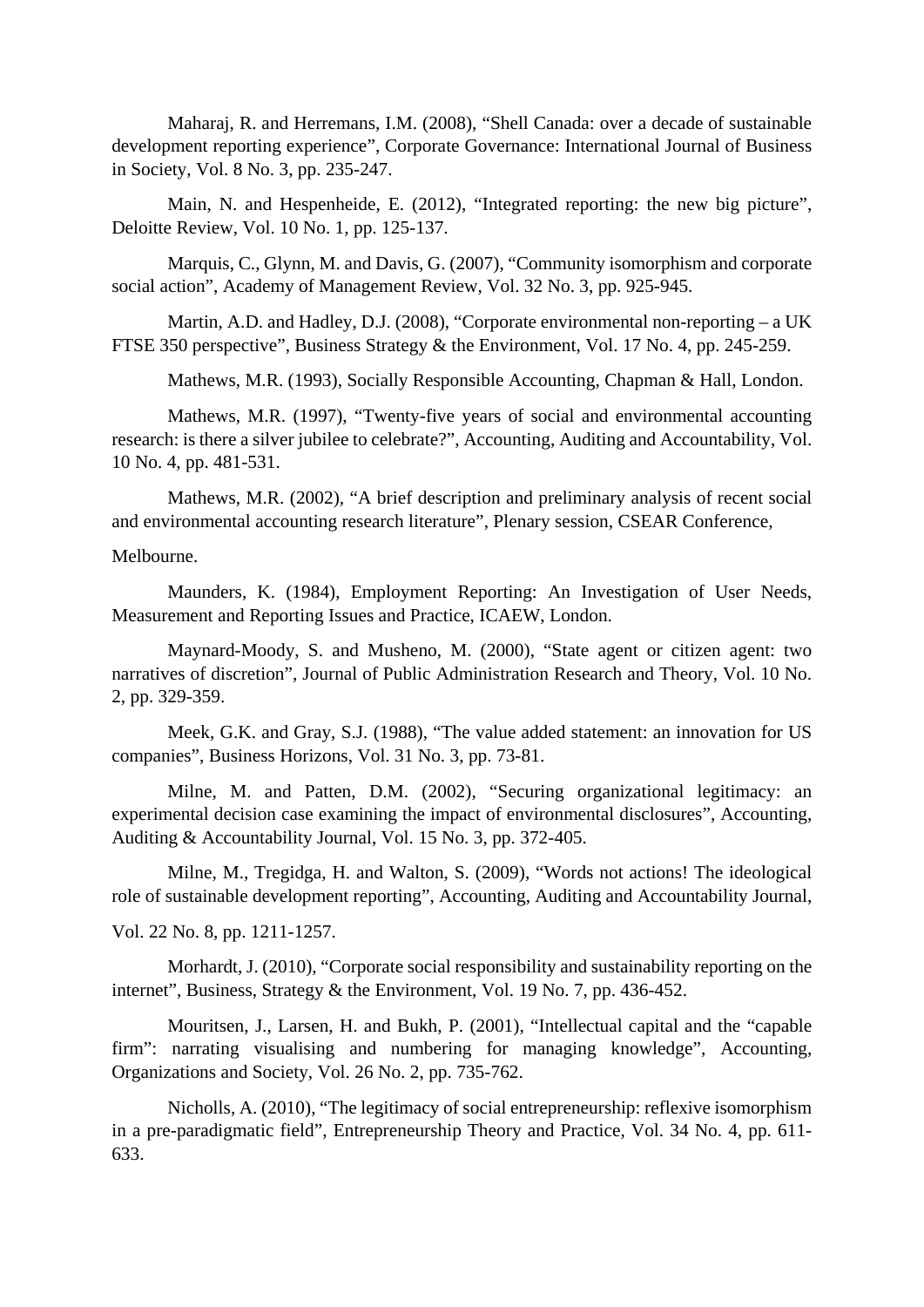Maharaj, R. and Herremans, I.M. (2008), “Shell Canada: over a decade of sustainable development reporting experience”, Corporate Governance: International Journal of Business in Society, Vol. 8 No. 3, pp. 235-247.

Main, N. and Hespenheide, E. (2012), “Integrated reporting: the new big picture”, Deloitte Review, Vol. 10 No. 1, pp. 125-137.

Marquis, C., Glynn, M. and Davis, G. (2007), “Community isomorphism and corporate social action”, Academy of Management Review, Vol. 32 No. 3, pp. 925-945.

Martin, A.D. and Hadley, D.J. (2008), “Corporate environmental non-reporting – a UK FTSE 350 perspective”, Business Strategy & the Environment, Vol. 17 No. 4, pp. 245-259.

Mathews, M.R. (1993), Socially Responsible Accounting, Chapman & Hall, London.

Mathews, M.R. (1997), “Twenty-five years of social and environmental accounting research: is there a silver jubilee to celebrate?”, Accounting, Auditing and Accountability, Vol. 10 No. 4, pp. 481-531.

Mathews, M.R. (2002), “A brief description and preliminary analysis of recent social and environmental accounting research literature”, Plenary session, CSEAR Conference, Melbourne.

Maunders, K. (1984), Employment Reporting: An Investigation of User Needs, Measurement and Reporting Issues and Practice, ICAEW, London.

Maynard-Moody, S. and Musheno, M. (2000), “State agent or citizen agent: two narratives of discretion”, Journal of Public Administration Research and Theory, Vol. 10 No. 2, pp. 329-359.

Meek, G.K. and Gray, S.J. (1988), “The value added statement: an innovation for US companies”, Business Horizons, Vol. 31 No. 3, pp. 73-81.

Milne, M. and Patten, D.M. (2002), “Securing organizational legitimacy: an experimental decision case examining the impact of environmental disclosures”, Accounting, Auditing & Accountability Journal, Vol. 15 No. 3, pp. 372-405.

Milne, M., Tregidga, H. and Walton, S. (2009), “Words not actions! The ideological role of sustainable development reporting”, Accounting, Auditing and Accountability Journal, Vol. 22 No. 8, pp. 1211-1257.

Morhardt, J. (2010), “Corporate social responsibility and sustainability reporting on the internet”, Business, Strategy & the Environment, Vol. 19 No. 7, pp. 436-452.

Mouritsen, J., Larsen, H. and Bukh, P. (2001), “Intellectual capital and the “capable firm”: narrating visualising and numbering for managing knowledge”, Accounting, Organizations and Society, Vol. 26 No. 2, pp. 735-762.

Nicholls, A. (2010), “The legitimacy of social entrepreneurship: reflexive isomorphism in a pre-paradigmatic field”, Entrepreneurship Theory and Practice, Vol. 34 No. 4, pp. 611-633.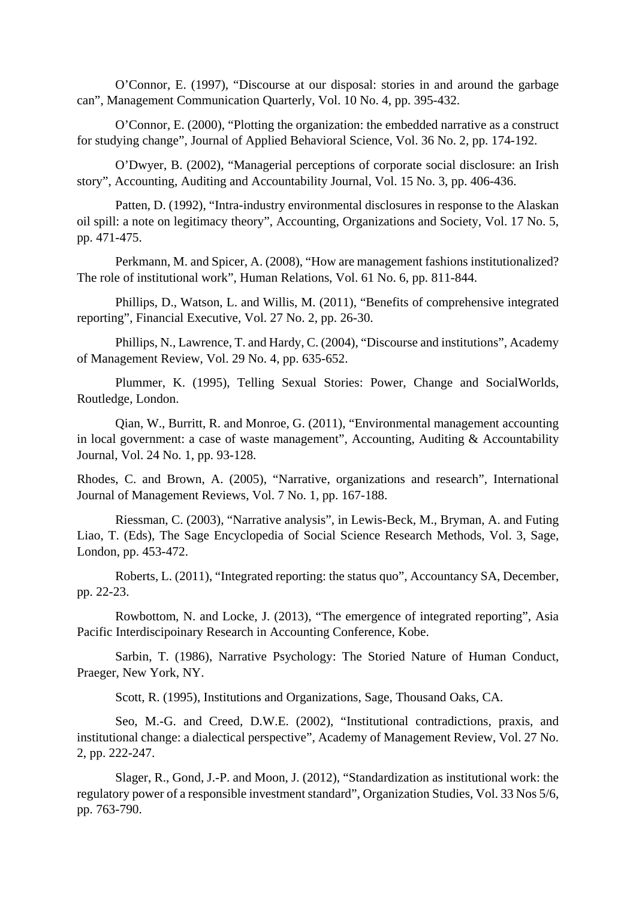O'Connor, E. (1997), "Discourse at our disposal: stories in and around the garbage can", Management Communication Quarterly, Vol. 10 No. 4, pp. 395-432.

O'Connor, E. (2000), "Plotting the organization: the embedded narrative as a construct for studying change", Journal of Applied Behavioral Science, Vol. 36 No. 2, pp. 174-192.

O'Dwyer, B. (2002), "Managerial perceptions of corporate social disclosure: an Irish story", Accounting, Auditing and Accountability Journal, Vol. 15 No. 3, pp. 406-436.

Patten, D. (1992), "Intra-industry environmental disclosures in response to the Alaskan oil spill: a note on legitimacy theory", Accounting, Organizations and Society, Vol. 17 No. 5, pp. 471-475.

Perkmann, M. and Spicer, A. (2008), "How are management fashions institutionalized? The role of institutional work", Human Relations, Vol. 61 No. 6, pp. 811-844.

Phillips, D., Watson, L. and Willis, M. (2011), "Benefits of comprehensive integrated reporting", Financial Executive, Vol. 27 No. 2, pp. 26-30.

Phillips, N., Lawrence, T. and Hardy, C. (2004), "Discourse and institutions", Academy of Management Review, Vol. 29 No. 4, pp. 635-652.

Plummer, K. (1995), Telling Sexual Stories: Power, Change and SocialWorlds, Routledge, London.

Qian, W., Burritt, R. and Monroe, G. (2011), "Environmental management accounting in local government: a case of waste management", Accounting, Auditing & Accountability Journal, Vol. 24 No. 1, pp. 93-128.

Rhodes, C. and Brown, A. (2005), "Narrative, organizations and research", International Journal of Management Reviews, Vol. 7 No. 1, pp. 167-188.

Riessman, C. (2003), "Narrative analysis", in Lewis-Beck, M., Bryman, A. and Futing Liao, T. (Eds), The Sage Encyclopedia of Social Science Research Methods, Vol. 3, Sage, London, pp. 453-472.

Roberts, L. (2011), "Integrated reporting: the status quo", Accountancy SA, December, pp. 22-23.

Rowbottom, N. and Locke, J. (2013), "The emergence of integrated reporting", Asia Pacific Interdiscipoinary Research in Accounting Conference, Kobe.

Sarbin, T. (1986), Narrative Psychology: The Storied Nature of Human Conduct, Praeger, New York, NY.

Scott, R. (1995), Institutions and Organizations, Sage, Thousand Oaks, CA.

Seo, M.-G. and Creed, D.W.E. (2002), "Institutional contradictions, praxis, and institutional change: a dialectical perspective", Academy of Management Review, Vol. 27 No. 2, pp. 222-247.

Slager, R., Gond, J.-P. and Moon, J. (2012), "Standardization as institutional work: the regulatory power of a responsible investment standard", Organization Studies, Vol. 33 Nos 5/6, pp. 763-790.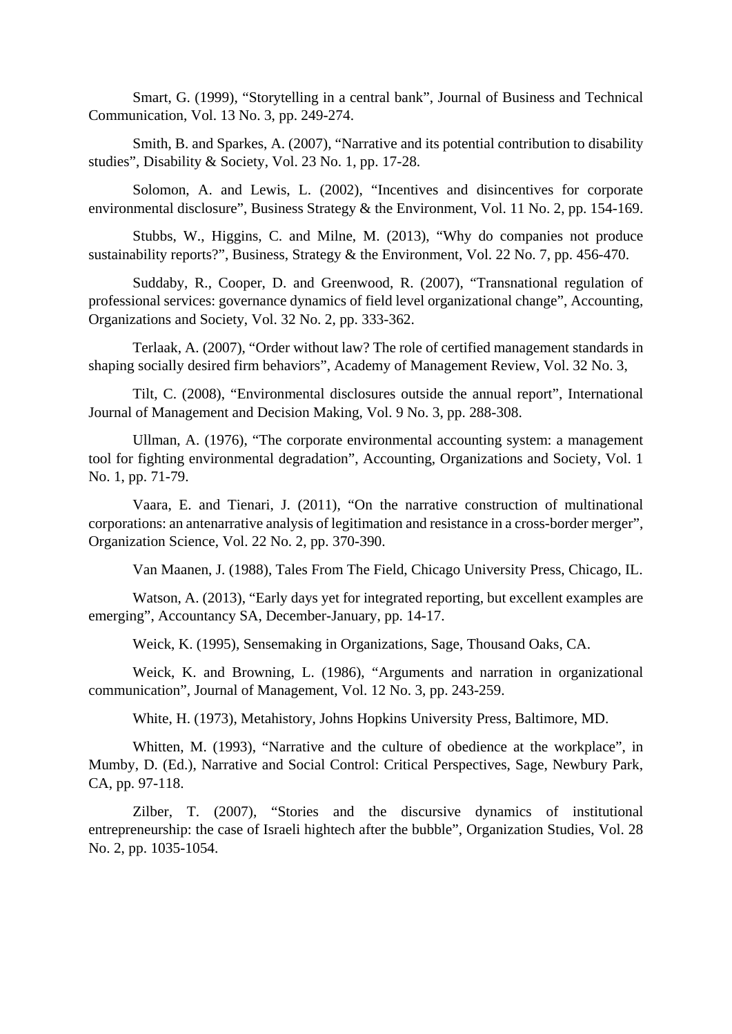Smart, G. (1999), “Storytelling in a central bank”, Journal of Business and Technical Communication, Vol. 13 No. 3, pp. 249-274.

Smith, B. and Sparkes, A. (2007), “Narrative and its potential contribution to disability studies”, Disability & Society, Vol. 23 No. 1, pp. 17-28.

Solomon, A. and Lewis, L. (2002), “Incentives and disincentives for corporate environmental disclosure”, Business Strategy & the Environment, Vol. 11 No. 2, pp. 154-169.

Stubbs, W., Higgins, C. and Milne, M. (2013), “Why do companies not produce sustainability reports?”, Business, Strategy & the Environment, Vol. 22 No. 7, pp. 456-470.

Suddaby, R., Cooper, D. and Greenwood, R. (2007), “Transnational regulation of professional services: governance dynamics of field level organizational change”, Accounting, Organizations and Society, Vol. 32 No. 2, pp. 333-362.

Terlaak, A. (2007), “Order without law? The role of certified management standards in shaping socially desired firm behaviors”, Academy of Management Review, Vol. 32 No. 3,

Tilt, C. (2008), “Environmental disclosures outside the annual report”, International Journal of Management and Decision Making, Vol. 9 No. 3, pp. 288-308.

Ullman, A. (1976), “The corporate environmental accounting system: a management tool for fighting environmental degradation”, Accounting, Organizations and Society, Vol. 1 No. 1, pp. 71-79.

Vaara, E. and Tienari, J. (2011), “On the narrative construction of multinational corporations: an antenarrative analysis of legitimation and resistance in a cross-border merger”, Organization Science, Vol. 22 No. 2, pp. 370-390.

Van Maanen, J. (1988), Tales From The Field, Chicago University Press, Chicago, IL.

Watson, A. (2013), “Early days yet for integrated reporting, but excellent examples are emerging”, Accountancy SA, December-January, pp. 14-17.

Weick, K. (1995), Sensemaking in Organizations, Sage, Thousand Oaks, CA.

Weick, K. and Browning, L. (1986), “Arguments and narration in organizational communication”, Journal of Management, Vol. 12 No. 3, pp. 243-259.

White, H. (1973), Metahistory, Johns Hopkins University Press, Baltimore, MD.

Whitten, M. (1993), “Narrative and the culture of obedience at the workplace”, in Mumby, D. (Ed.), Narrative and Social Control: Critical Perspectives, Sage, Newbury Park, CA, pp. 97-118.

Zilber, T. (2007), “Stories and the discursive dynamics of institutional entrepreneurship: the case of Israeli hightech after the bubble”, Organization Studies, Vol. 28 No. 2, pp. 1035-1054.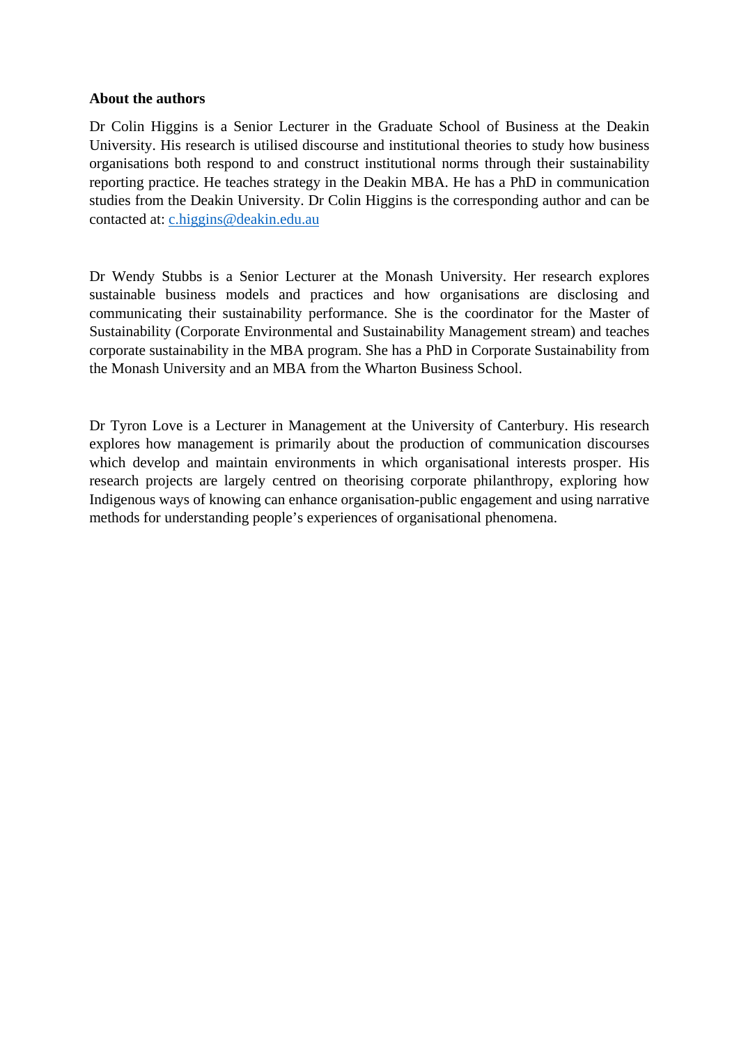**About the authors**

Dr Colin Higgins is a Senior Lecturer in the Graduate School of Business at the Deakin University. His research is utilised discourse and institutional theories to study how business organisations both respond to and construct institutional norms through their sustainability reporting practice. He teaches strategy in the Deakin MBA. He has a PhD in communication studies from the Deakin University. Dr Colin Higgins is the corresponding author and can be contacted at: c.higgins@deakin.edu.au

Dr Wendy Stubbs is a Senior Lecturer at the Monash University. Her research explores sustainable business models and practices and how organisations are disclosing and communicating their sustainability performance. She is the coordinator for the Master of Sustainability (Corporate Environmental and Sustainability Management stream) and teaches corporate sustainability in the MBA program. She has a PhD in Corporate Sustainability from the Monash University and an MBA from the Wharton Business School.

Dr Tyron Love is a Lecturer in Management at the University of Canterbury. His research explores how management is primarily about the production of communication discourses which develop and maintain environments in which organisational interests prosper. His research projects are largely centred on theorising corporate philanthropy, exploring how Indigenous ways of knowing can enhance organisation-public engagement and using narrative methods for understanding people's experiences of organisational phenomena.